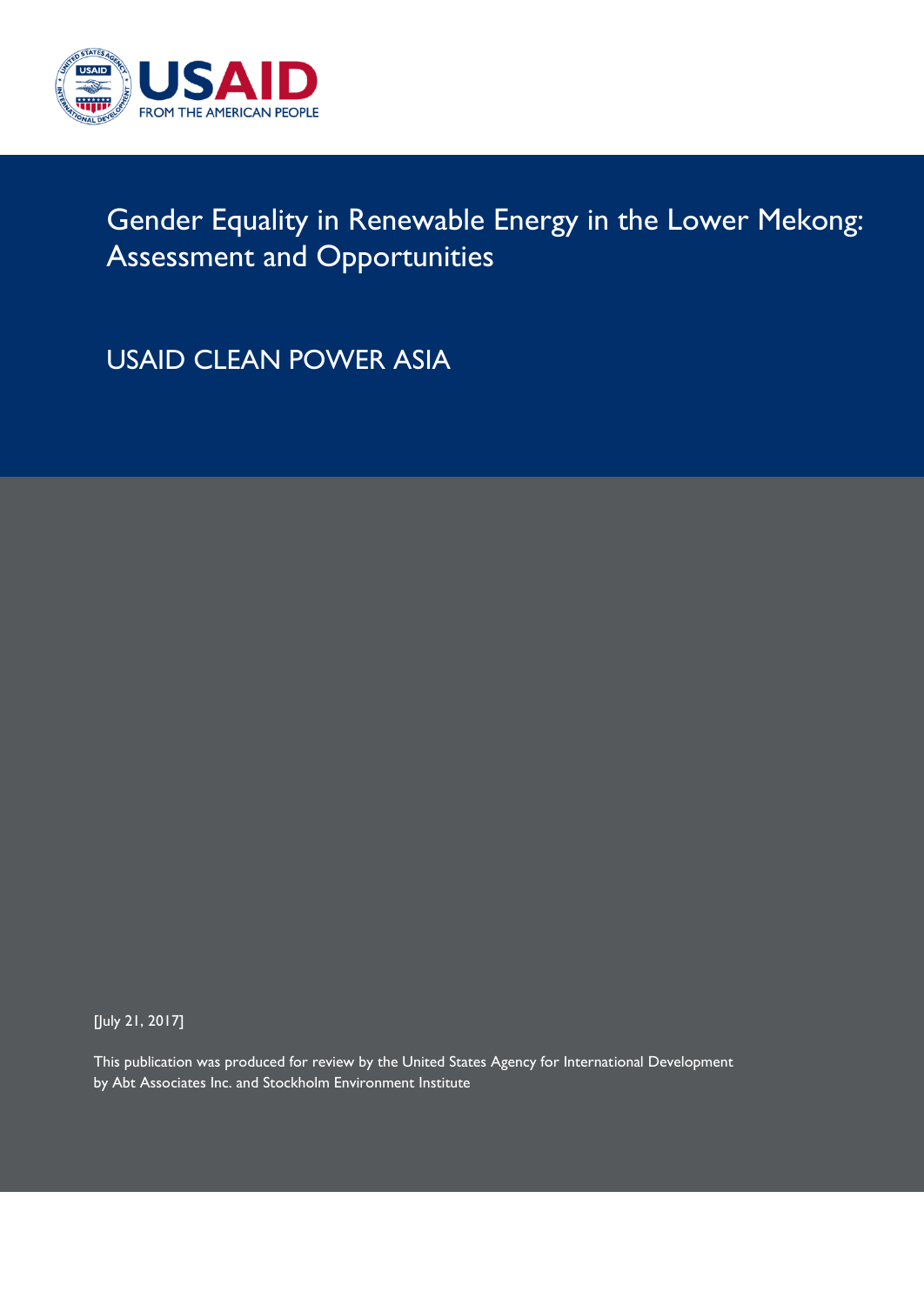# Gender Equality in Renewable Energy in the Lower Mekong: Assessment and Opportunities

## USAID CLEAN POWER ASIA

[July 21, 2017]

This publication was produced for review by the United States Agency for International Development by Abt Associates Inc. and Stockholm Environment Institute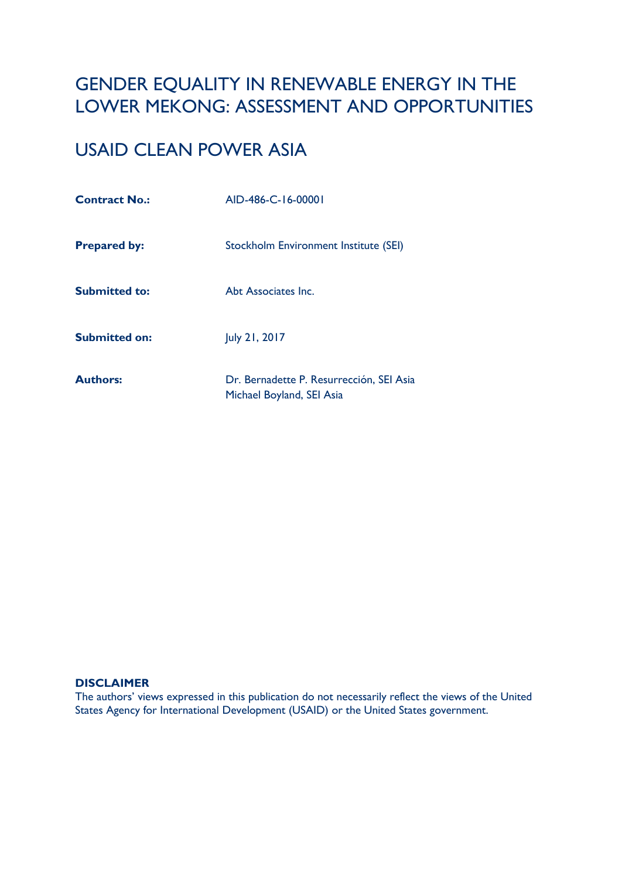# GENDER EQUALITY IN RENEWABLE ENERGY IN THE LOWER MEKONG: ASSESSMENT AND OPPORTUNITIES

# USAID CLEAN POWER ASIA

**Contract No.:** AID-486-C-16-00001

**Prepared by:** Stockholm Environment Institute (SEI)

**Submitted to:** Abt Associates Inc.

**Submitted on:** July 21, 2017

**Authors:** Dr. Bernadette P. Resurrección, SEI Asia
Michael Boyland, SEI Asia

**DISCLAIMER**
The authors' views expressed in this publication do not necessarily reflect the views of the United States Agency for International Development (USAID) or the United States government.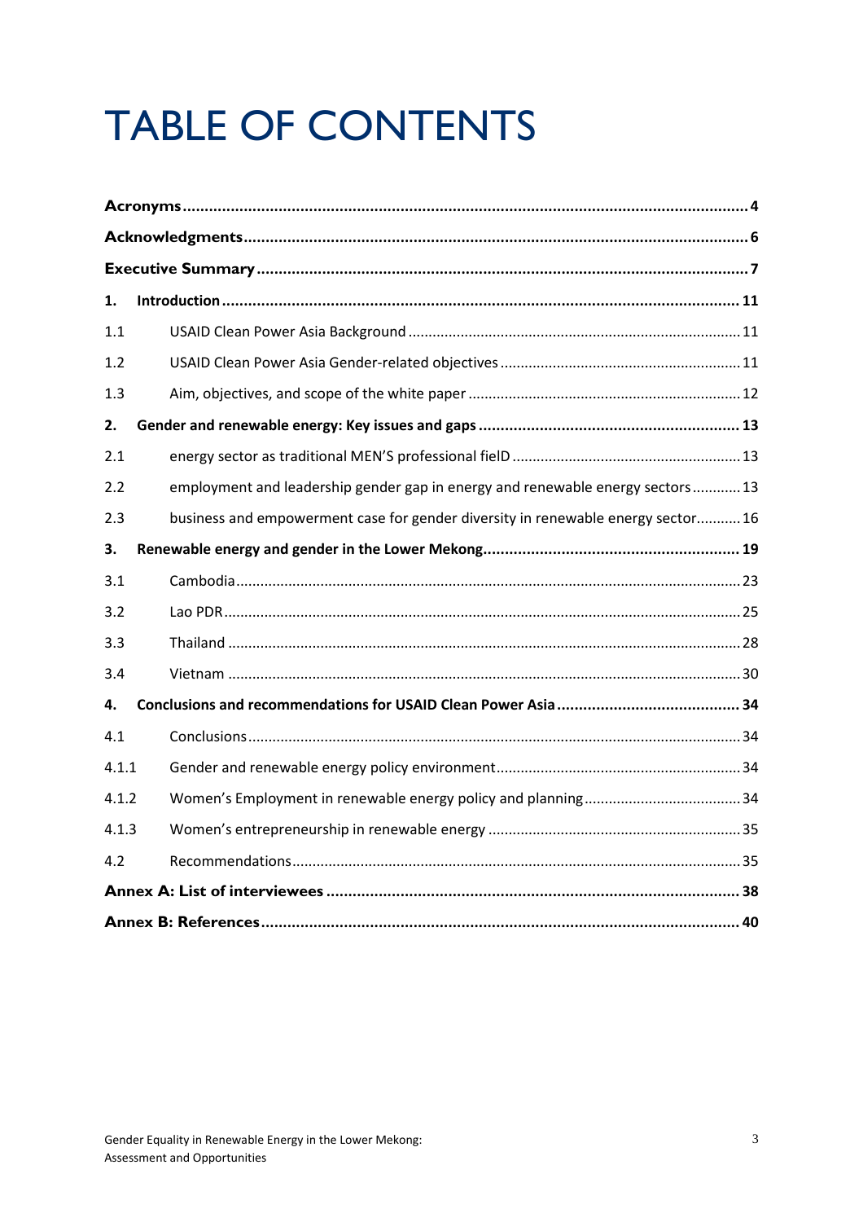# TABLE OF CONTENTS

**Acronyms** ........ **4**

**Acknowledgments** ........ **6**

**Executive Summary** ........ **7**

**1. Introduction** ........ **11**

1.1 USAID Clean Power Asia Background ........ 11

1.2 USAID Clean Power Asia Gender-related objectives ........ 11

1.3 Aim, objectives, and scope of the white paper ........ 12

**2. Gender and renewable energy: Key issues and gaps** ........ **13**

2.1 energy sector as traditional MEN'S professional fielD ........ 13

2.2 employment and leadership gender gap in energy and renewable energy sectors ........ 13

2.3 business and empowerment case for gender diversity in renewable energy sector ........ 16

**3. Renewable energy and gender in the Lower Mekong** ........ **19**

3.1 Cambodia ........ 23

3.2 Lao PDR ........ 25

3.3 Thailand ........ 28

3.4 Vietnam ........ 30

**4. Conclusions and recommendations for USAID Clean Power Asia** ........ **34**

4.1 Conclusions ........ 34

4.1.1 Gender and renewable energy policy environment ........ 34

4.1.2 Women's Employment in renewable energy policy and planning ........ 34

4.1.3 Women's entrepreneurship in renewable energy ........ 35

4.2 Recommendations ........ 35

**Annex A: List of interviewees** ........ **38**

**Annex B: References** ........ **40**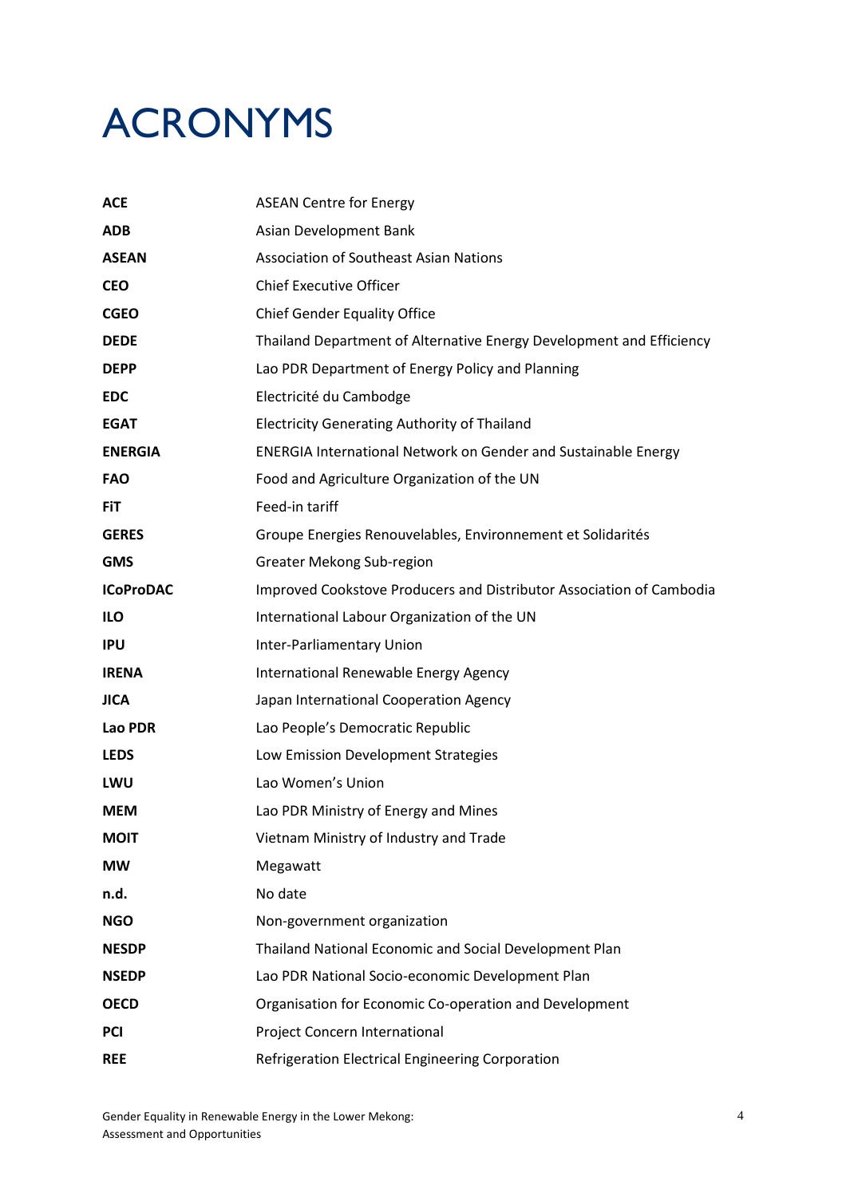# ACRONYMS

| | |
|---|---|
| **ACE** | ASEAN Centre for Energy |
| **ADB** | Asian Development Bank |
| **ASEAN** | Association of Southeast Asian Nations |
| **CEO** | Chief Executive Officer |
| **CGEO** | Chief Gender Equality Office |
| **DEDE** | Thailand Department of Alternative Energy Development and Efficiency |
| **DEPP** | Lao PDR Department of Energy Policy and Planning |
| **EDC** | Electricité du Cambodge |
| **EGAT** | Electricity Generating Authority of Thailand |
| **ENERGIA** | ENERGIA International Network on Gender and Sustainable Energy |
| **FAO** | Food and Agriculture Organization of the UN |
| **FiT** | Feed-in tariff |
| **GERES** | Groupe Energies Renouvelables, Environnement et Solidarités |
| **GMS** | Greater Mekong Sub-region |
| **ICoProDAC** | Improved Cookstove Producers and Distributor Association of Cambodia |
| **ILO** | International Labour Organization of the UN |
| **IPU** | Inter-Parliamentary Union |
| **IRENA** | International Renewable Energy Agency |
| **JICA** | Japan International Cooperation Agency |
| **Lao PDR** | Lao People's Democratic Republic |
| **LEDS** | Low Emission Development Strategies |
| **LWU** | Lao Women's Union |
| **MEM** | Lao PDR Ministry of Energy and Mines |
| **MOIT** | Vietnam Ministry of Industry and Trade |
| **MW** | Megawatt |
| **n.d.** | No date |
| **NGO** | Non-government organization |
| **NESDP** | Thailand National Economic and Social Development Plan |
| **NSEDP** | Lao PDR National Socio-economic Development Plan |
| **OECD** | Organisation for Economic Co-operation and Development |
| **PCI** | Project Concern International |
| **REE** | Refrigeration Electrical Engineering Corporation |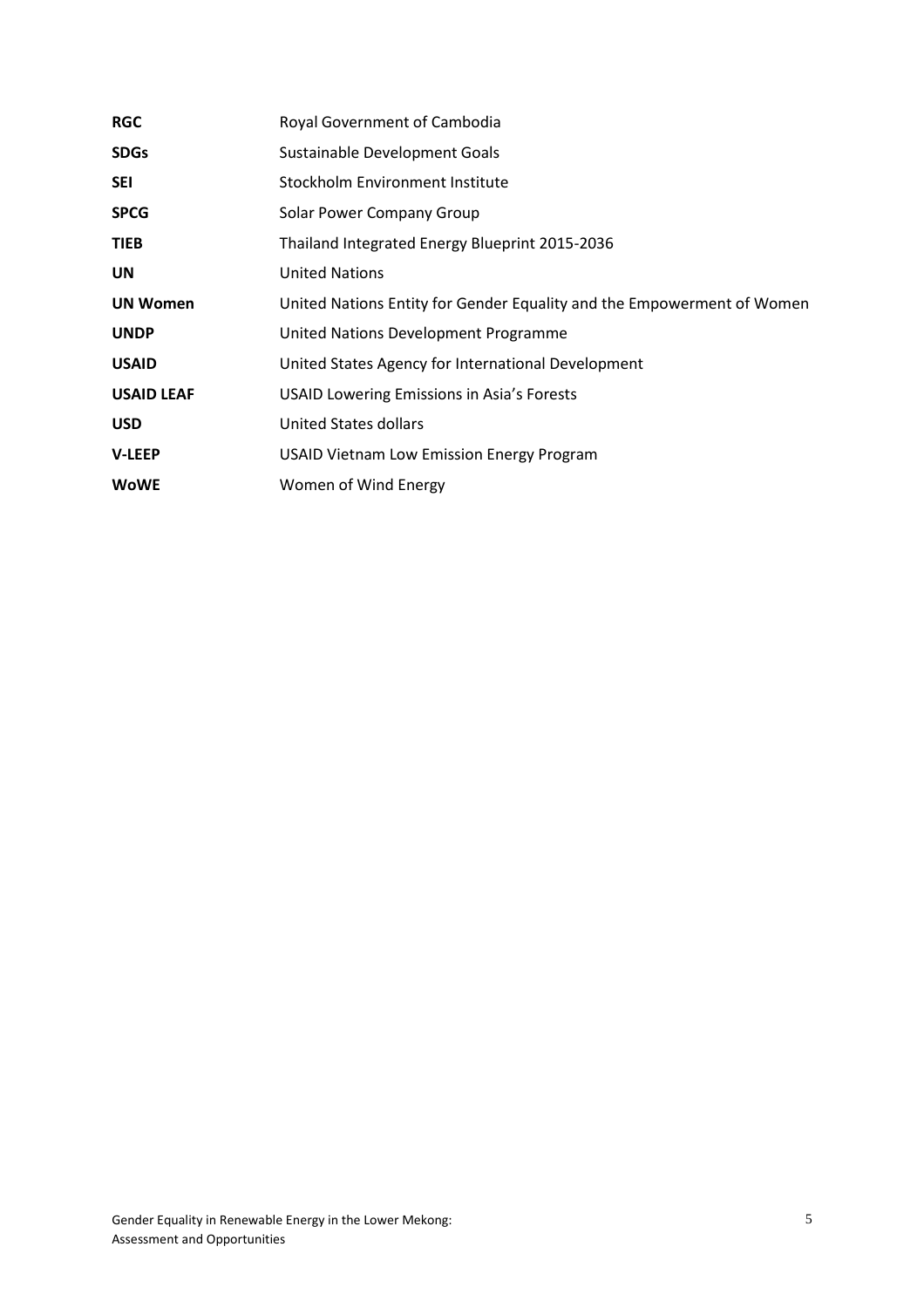| | |
|---|---|
| **RGC** | Royal Government of Cambodia |
| **SDGs** | Sustainable Development Goals |
| **SEI** | Stockholm Environment Institute |
| **SPCG** | Solar Power Company Group |
| **TIEB** | Thailand Integrated Energy Blueprint 2015-2036 |
| **UN** | United Nations |
| **UN Women** | United Nations Entity for Gender Equality and the Empowerment of Women |
| **UNDP** | United Nations Development Programme |
| **USAID** | United States Agency for International Development |
| **USAID LEAF** | USAID Lowering Emissions in Asia's Forests |
| **USD** | United States dollars |
| **V-LEEP** | USAID Vietnam Low Emission Energy Program |
| **WoWE** | Women of Wind Energy |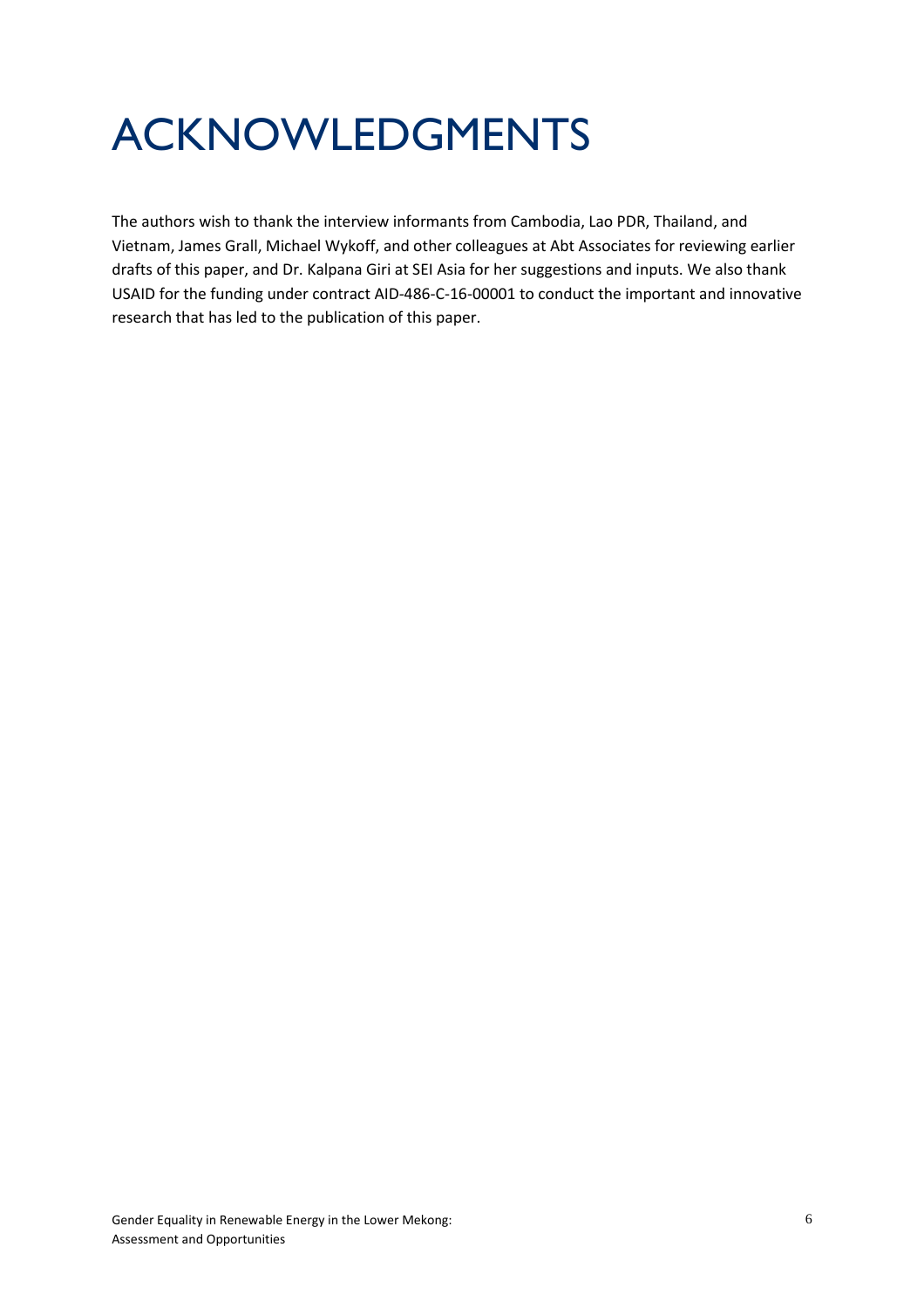# ACKNOWLEDGMENTS

The authors wish to thank the interview informants from Cambodia, Lao PDR, Thailand, and Vietnam, James Grall, Michael Wykoff, and other colleagues at Abt Associates for reviewing earlier drafts of this paper, and Dr. Kalpana Giri at SEI Asia for her suggestions and inputs. We also thank USAID for the funding under contract AID-486-C-16-00001 to conduct the important and innovative research that has led to the publication of this paper.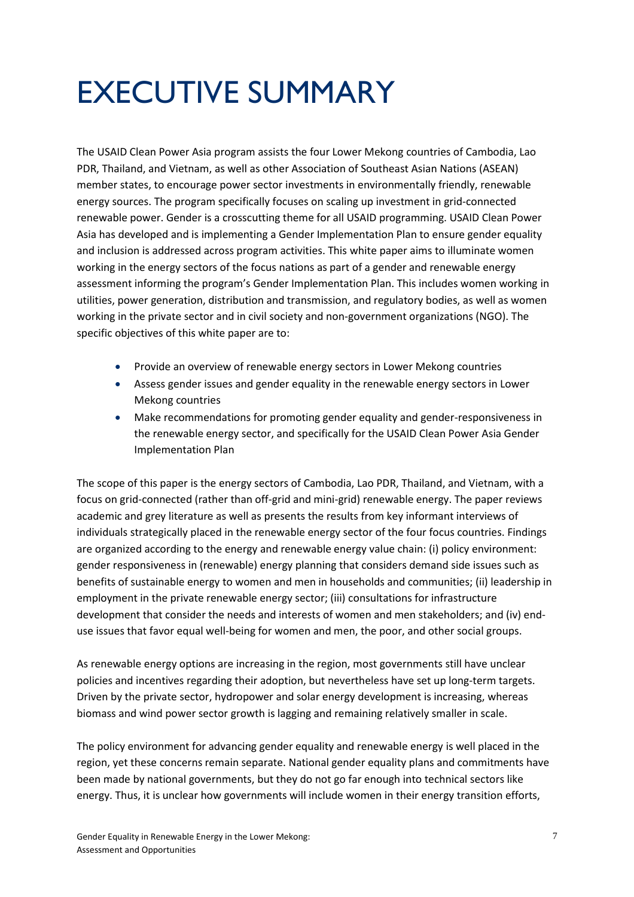# EXECUTIVE SUMMARY

The USAID Clean Power Asia program assists the four Lower Mekong countries of Cambodia, Lao PDR, Thailand, and Vietnam, as well as other Association of Southeast Asian Nations (ASEAN) member states, to encourage power sector investments in environmentally friendly, renewable energy sources. The program specifically focuses on scaling up investment in grid-connected renewable power. Gender is a crosscutting theme for all USAID programming. USAID Clean Power Asia has developed and is implementing a Gender Implementation Plan to ensure gender equality and inclusion is addressed across program activities. This white paper aims to illuminate women working in the energy sectors of the focus nations as part of a gender and renewable energy assessment informing the program's Gender Implementation Plan. This includes women working in utilities, power generation, distribution and transmission, and regulatory bodies, as well as women working in the private sector and in civil society and non-government organizations (NGO). The specific objectives of this white paper are to:

- Provide an overview of renewable energy sectors in Lower Mekong countries
- Assess gender issues and gender equality in the renewable energy sectors in Lower Mekong countries
- Make recommendations for promoting gender equality and gender-responsiveness in the renewable energy sector, and specifically for the USAID Clean Power Asia Gender Implementation Plan

The scope of this paper is the energy sectors of Cambodia, Lao PDR, Thailand, and Vietnam, with a focus on grid-connected (rather than off-grid and mini-grid) renewable energy. The paper reviews academic and grey literature as well as presents the results from key informant interviews of individuals strategically placed in the renewable energy sector of the four focus countries. Findings are organized according to the energy and renewable energy value chain: (i) policy environment: gender responsiveness in (renewable) energy planning that considers demand side issues such as benefits of sustainable energy to women and men in households and communities; (ii) leadership in employment in the private renewable energy sector; (iii) consultations for infrastructure development that consider the needs and interests of women and men stakeholders; and (iv) end-use issues that favor equal well-being for women and men, the poor, and other social groups.

As renewable energy options are increasing in the region, most governments still have unclear policies and incentives regarding their adoption, but nevertheless have set up long-term targets. Driven by the private sector, hydropower and solar energy development is increasing, whereas biomass and wind power sector growth is lagging and remaining relatively smaller in scale.

The policy environment for advancing gender equality and renewable energy is well placed in the region, yet these concerns remain separate. National gender equality plans and commitments have been made by national governments, but they do not go far enough into technical sectors like energy. Thus, it is unclear how governments will include women in their energy transition efforts,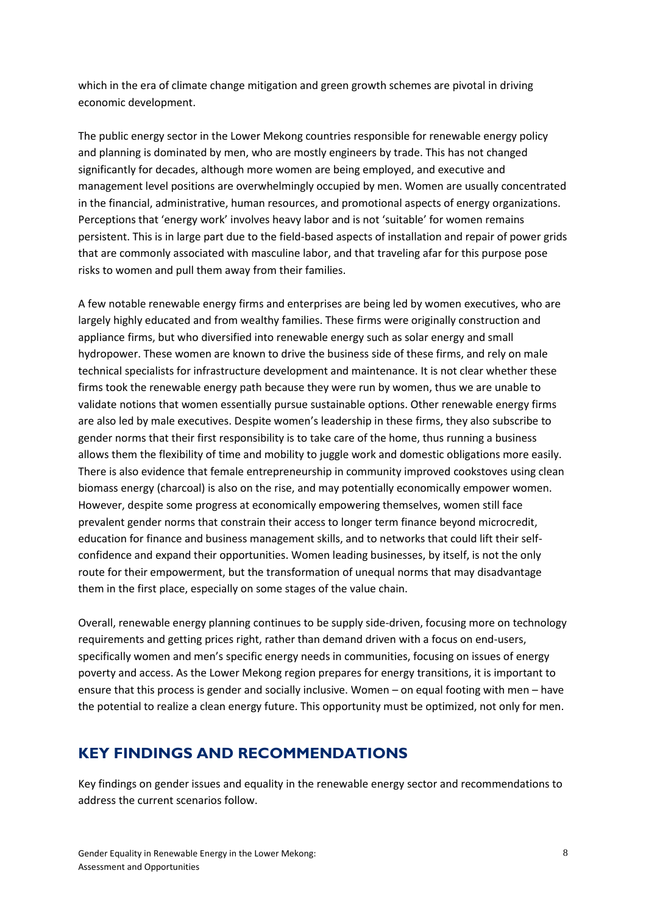which in the era of climate change mitigation and green growth schemes are pivotal in driving economic development.

The public energy sector in the Lower Mekong countries responsible for renewable energy policy and planning is dominated by men, who are mostly engineers by trade. This has not changed significantly for decades, although more women are being employed, and executive and management level positions are overwhelmingly occupied by men. Women are usually concentrated in the financial, administrative, human resources, and promotional aspects of energy organizations. Perceptions that 'energy work' involves heavy labor and is not 'suitable' for women remains persistent. This is in large part due to the field-based aspects of installation and repair of power grids that are commonly associated with masculine labor, and that traveling afar for this purpose pose risks to women and pull them away from their families.

A few notable renewable energy firms and enterprises are being led by women executives, who are largely highly educated and from wealthy families. These firms were originally construction and appliance firms, but who diversified into renewable energy such as solar energy and small hydropower. These women are known to drive the business side of these firms, and rely on male technical specialists for infrastructure development and maintenance. It is not clear whether these firms took the renewable energy path because they were run by women, thus we are unable to validate notions that women essentially pursue sustainable options. Other renewable energy firms are also led by male executives. Despite women's leadership in these firms, they also subscribe to gender norms that their first responsibility is to take care of the home, thus running a business allows them the flexibility of time and mobility to juggle work and domestic obligations more easily. There is also evidence that female entrepreneurship in community improved cookstoves using clean biomass energy (charcoal) is also on the rise, and may potentially economically empower women. However, despite some progress at economically empowering themselves, women still face prevalent gender norms that constrain their access to longer term finance beyond microcredit, education for finance and business management skills, and to networks that could lift their self-confidence and expand their opportunities. Women leading businesses, by itself, is not the only route for their empowerment, but the transformation of unequal norms that may disadvantage them in the first place, especially on some stages of the value chain.

Overall, renewable energy planning continues to be supply side-driven, focusing more on technology requirements and getting prices right, rather than demand driven with a focus on end-users, specifically women and men's specific energy needs in communities, focusing on issues of energy poverty and access. As the Lower Mekong region prepares for energy transitions, it is important to ensure that this process is gender and socially inclusive. Women – on equal footing with men – have the potential to realize a clean energy future. This opportunity must be optimized, not only for men.

## KEY FINDINGS AND RECOMMENDATIONS

Key findings on gender issues and equality in the renewable energy sector and recommendations to address the current scenarios follow.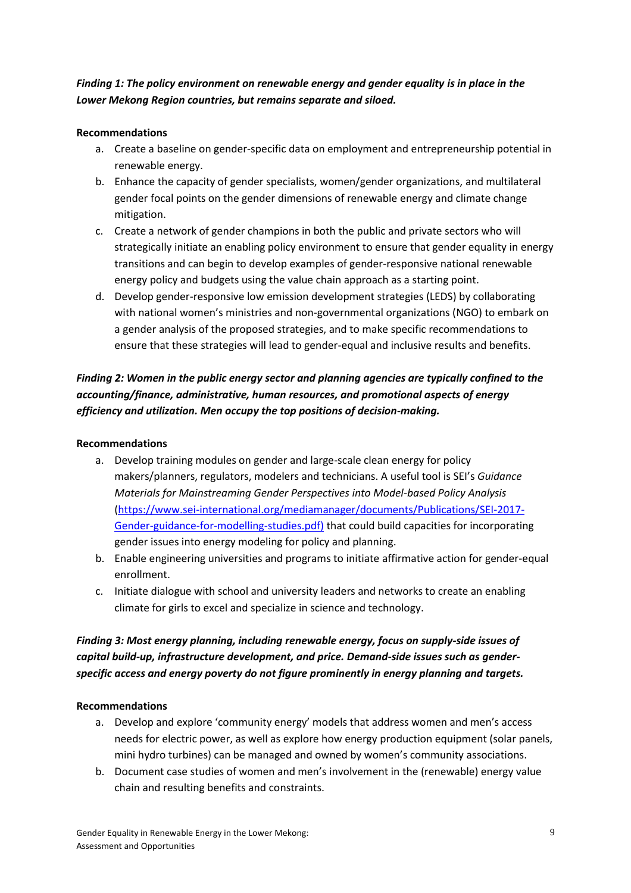***Finding 1: The policy environment on renewable energy and gender equality is in place in the Lower Mekong Region countries, but remains separate and siloed.***

**Recommendations**

a. Create a baseline on gender-specific data on employment and entrepreneurship potential in renewable energy.
b. Enhance the capacity of gender specialists, women/gender organizations, and multilateral gender focal points on the gender dimensions of renewable energy and climate change mitigation.
c. Create a network of gender champions in both the public and private sectors who will strategically initiate an enabling policy environment to ensure that gender equality in energy transitions and can begin to develop examples of gender-responsive national renewable energy policy and budgets using the value chain approach as a starting point.
d. Develop gender-responsive low emission development strategies (LEDS) by collaborating with national women's ministries and non-governmental organizations (NGO) to embark on a gender analysis of the proposed strategies, and to make specific recommendations to ensure that these strategies will lead to gender-equal and inclusive results and benefits.

***Finding 2: Women in the public energy sector and planning agencies are typically confined to the accounting/finance, administrative, human resources, and promotional aspects of energy efficiency and utilization. Men occupy the top positions of decision-making.***

**Recommendations**

a. Develop training modules on gender and large-scale clean energy for policy makers/planners, regulators, modelers and technicians. A useful tool is SEI's *Guidance Materials for Mainstreaming Gender Perspectives into Model-based Policy Analysis* (https://www.sei-international.org/mediamanager/documents/Publications/SEI-2017-Gender-guidance-for-modelling-studies.pdf) that could build capacities for incorporating gender issues into energy modeling for policy and planning.
b. Enable engineering universities and programs to initiate affirmative action for gender-equal enrollment.
c. Initiate dialogue with school and university leaders and networks to create an enabling climate for girls to excel and specialize in science and technology.

***Finding 3: Most energy planning, including renewable energy, focus on supply-side issues of capital build-up, infrastructure development, and price. Demand-side issues such as gender-specific access and energy poverty do not figure prominently in energy planning and targets.***

**Recommendations**

a. Develop and explore 'community energy' models that address women and men's access needs for electric power, as well as explore how energy production equipment (solar panels, mini hydro turbines) can be managed and owned by women's community associations.
b. Document case studies of women and men's involvement in the (renewable) energy value chain and resulting benefits and constraints.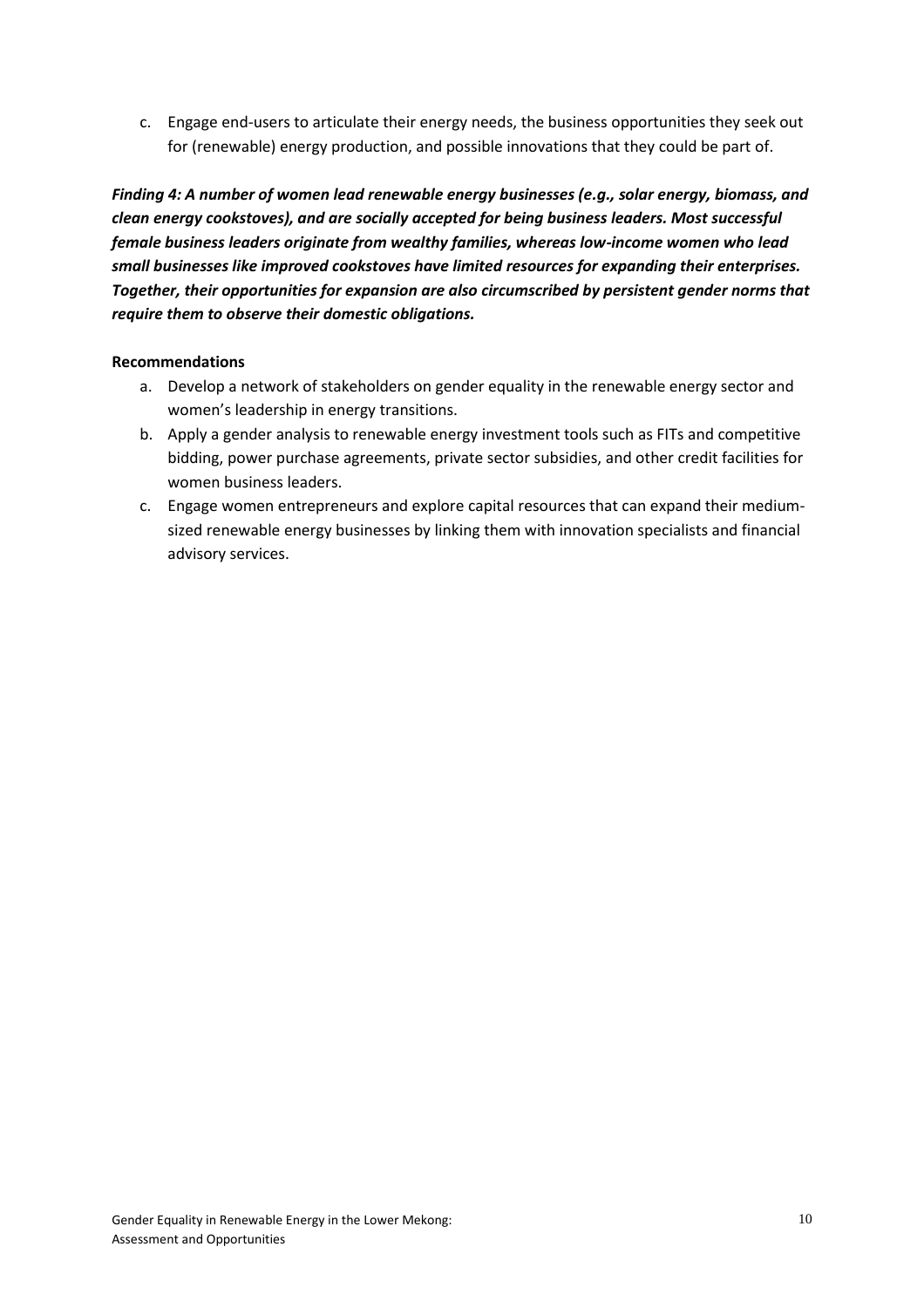c. Engage end-users to articulate their energy needs, the business opportunities they seek out for (renewable) energy production, and possible innovations that they could be part of.

***Finding 4: A number of women lead renewable energy businesses (e.g., solar energy, biomass, and clean energy cookstoves), and are socially accepted for being business leaders. Most successful female business leaders originate from wealthy families, whereas low-income women who lead small businesses like improved cookstoves have limited resources for expanding their enterprises. Together, their opportunities for expansion are also circumscribed by persistent gender norms that require them to observe their domestic obligations.***

**Recommendations**

a. Develop a network of stakeholders on gender equality in the renewable energy sector and women's leadership in energy transitions.

b. Apply a gender analysis to renewable energy investment tools such as FITs and competitive bidding, power purchase agreements, private sector subsidies, and other credit facilities for women business leaders.

c. Engage women entrepreneurs and explore capital resources that can expand their medium-sized renewable energy businesses by linking them with innovation specialists and financial advisory services.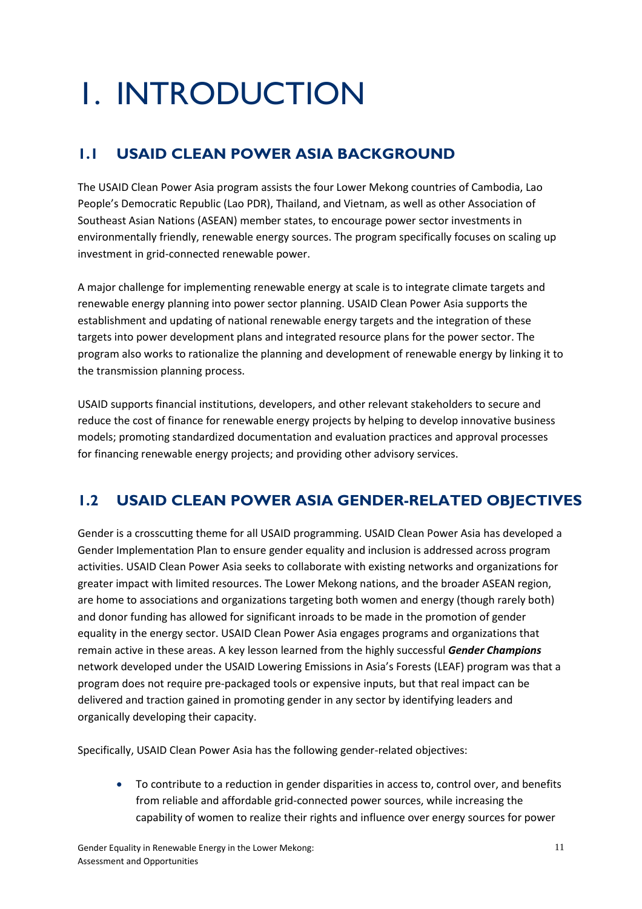# 1. INTRODUCTION

## 1.1 USAID CLEAN POWER ASIA BACKGROUND

The USAID Clean Power Asia program assists the four Lower Mekong countries of Cambodia, Lao People's Democratic Republic (Lao PDR), Thailand, and Vietnam, as well as other Association of Southeast Asian Nations (ASEAN) member states, to encourage power sector investments in environmentally friendly, renewable energy sources. The program specifically focuses on scaling up investment in grid-connected renewable power.

A major challenge for implementing renewable energy at scale is to integrate climate targets and renewable energy planning into power sector planning. USAID Clean Power Asia supports the establishment and updating of national renewable energy targets and the integration of these targets into power development plans and integrated resource plans for the power sector. The program also works to rationalize the planning and development of renewable energy by linking it to the transmission planning process.

USAID supports financial institutions, developers, and other relevant stakeholders to secure and reduce the cost of finance for renewable energy projects by helping to develop innovative business models; promoting standardized documentation and evaluation practices and approval processes for financing renewable energy projects; and providing other advisory services.

## 1.2 USAID CLEAN POWER ASIA GENDER-RELATED OBJECTIVES

Gender is a crosscutting theme for all USAID programming. USAID Clean Power Asia has developed a Gender Implementation Plan to ensure gender equality and inclusion is addressed across program activities. USAID Clean Power Asia seeks to collaborate with existing networks and organizations for greater impact with limited resources. The Lower Mekong nations, and the broader ASEAN region, are home to associations and organizations targeting both women and energy (though rarely both) and donor funding has allowed for significant inroads to be made in the promotion of gender equality in the energy sector. USAID Clean Power Asia engages programs and organizations that remain active in these areas. A key lesson learned from the highly successful ***Gender Champions*** network developed under the USAID Lowering Emissions in Asia's Forests (LEAF) program was that a program does not require pre-packaged tools or expensive inputs, but that real impact can be delivered and traction gained in promoting gender in any sector by identifying leaders and organically developing their capacity.

Specifically, USAID Clean Power Asia has the following gender-related objectives:

- To contribute to a reduction in gender disparities in access to, control over, and benefits from reliable and affordable grid-connected power sources, while increasing the capability of women to realize their rights and influence over energy sources for power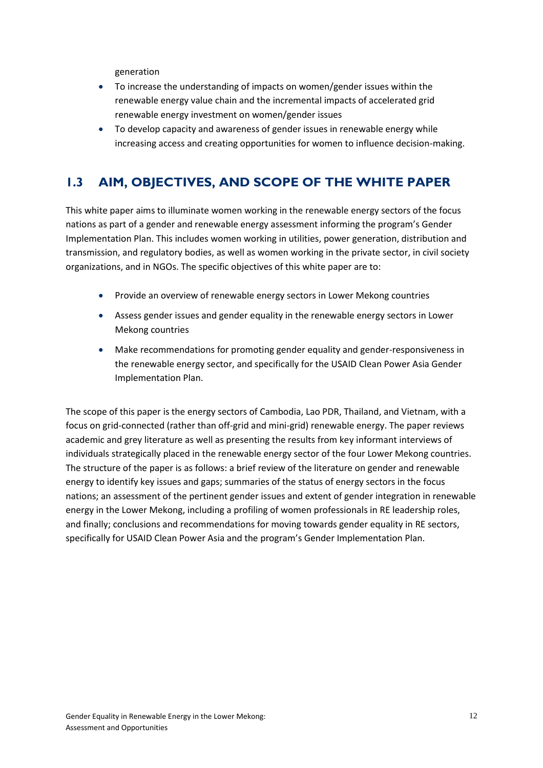generation

- To increase the understanding of impacts on women/gender issues within the renewable energy value chain and the incremental impacts of accelerated grid renewable energy investment on women/gender issues
- To develop capacity and awareness of gender issues in renewable energy while increasing access and creating opportunities for women to influence decision-making.

## 1.3 AIM, OBJECTIVES, AND SCOPE OF THE WHITE PAPER

This white paper aims to illuminate women working in the renewable energy sectors of the focus nations as part of a gender and renewable energy assessment informing the program's Gender Implementation Plan. This includes women working in utilities, power generation, distribution and transmission, and regulatory bodies, as well as women working in the private sector, in civil society organizations, and in NGOs. The specific objectives of this white paper are to:

- Provide an overview of renewable energy sectors in Lower Mekong countries
- Assess gender issues and gender equality in the renewable energy sectors in Lower Mekong countries
- Make recommendations for promoting gender equality and gender-responsiveness in the renewable energy sector, and specifically for the USAID Clean Power Asia Gender Implementation Plan.

The scope of this paper is the energy sectors of Cambodia, Lao PDR, Thailand, and Vietnam, with a focus on grid-connected (rather than off-grid and mini-grid) renewable energy. The paper reviews academic and grey literature as well as presenting the results from key informant interviews of individuals strategically placed in the renewable energy sector of the four Lower Mekong countries. The structure of the paper is as follows: a brief review of the literature on gender and renewable energy to identify key issues and gaps; summaries of the status of energy sectors in the focus nations; an assessment of the pertinent gender issues and extent of gender integration in renewable energy in the Lower Mekong, including a profiling of women professionals in RE leadership roles, and finally; conclusions and recommendations for moving towards gender equality in RE sectors, specifically for USAID Clean Power Asia and the program's Gender Implementation Plan.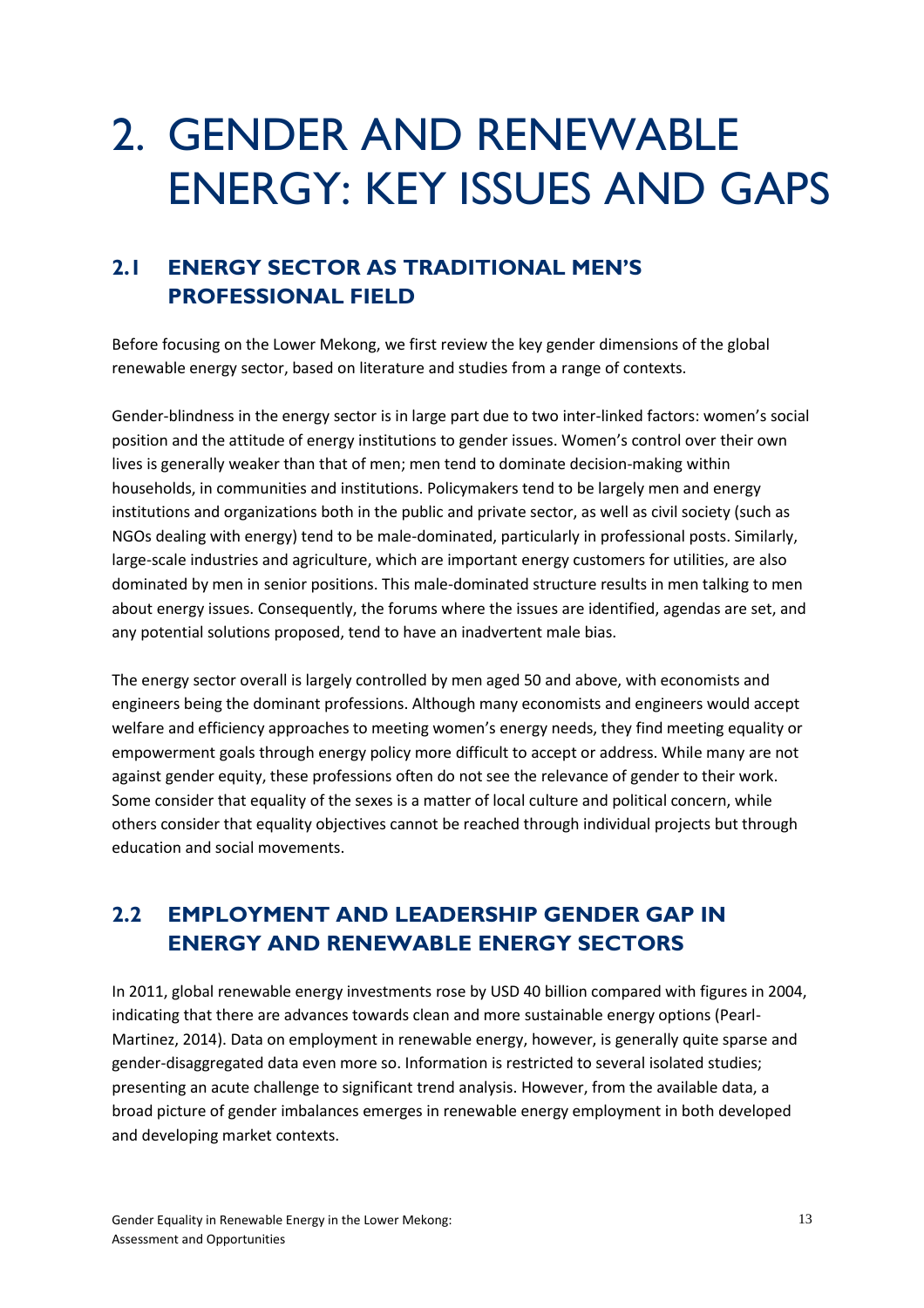# 2. GENDER AND RENEWABLE ENERGY: KEY ISSUES AND GAPS

## 2.1 ENERGY SECTOR AS TRADITIONAL MEN'S PROFESSIONAL FIELD

Before focusing on the Lower Mekong, we first review the key gender dimensions of the global renewable energy sector, based on literature and studies from a range of contexts.

Gender-blindness in the energy sector is in large part due to two inter-linked factors: women's social position and the attitude of energy institutions to gender issues. Women's control over their own lives is generally weaker than that of men; men tend to dominate decision-making within households, in communities and institutions. Policymakers tend to be largely men and energy institutions and organizations both in the public and private sector, as well as civil society (such as NGOs dealing with energy) tend to be male-dominated, particularly in professional posts. Similarly, large-scale industries and agriculture, which are important energy customers for utilities, are also dominated by men in senior positions. This male-dominated structure results in men talking to men about energy issues. Consequently, the forums where the issues are identified, agendas are set, and any potential solutions proposed, tend to have an inadvertent male bias.

The energy sector overall is largely controlled by men aged 50 and above, with economists and engineers being the dominant professions. Although many economists and engineers would accept welfare and efficiency approaches to meeting women's energy needs, they find meeting equality or empowerment goals through energy policy more difficult to accept or address. While many are not against gender equity, these professions often do not see the relevance of gender to their work. Some consider that equality of the sexes is a matter of local culture and political concern, while others consider that equality objectives cannot be reached through individual projects but through education and social movements.

## 2.2 EMPLOYMENT AND LEADERSHIP GENDER GAP IN ENERGY AND RENEWABLE ENERGY SECTORS

In 2011, global renewable energy investments rose by USD 40 billion compared with figures in 2004, indicating that there are advances towards clean and more sustainable energy options (Pearl-Martinez, 2014). Data on employment in renewable energy, however, is generally quite sparse and gender-disaggregated data even more so. Information is restricted to several isolated studies; presenting an acute challenge to significant trend analysis. However, from the available data, a broad picture of gender imbalances emerges in renewable energy employment in both developed and developing market contexts.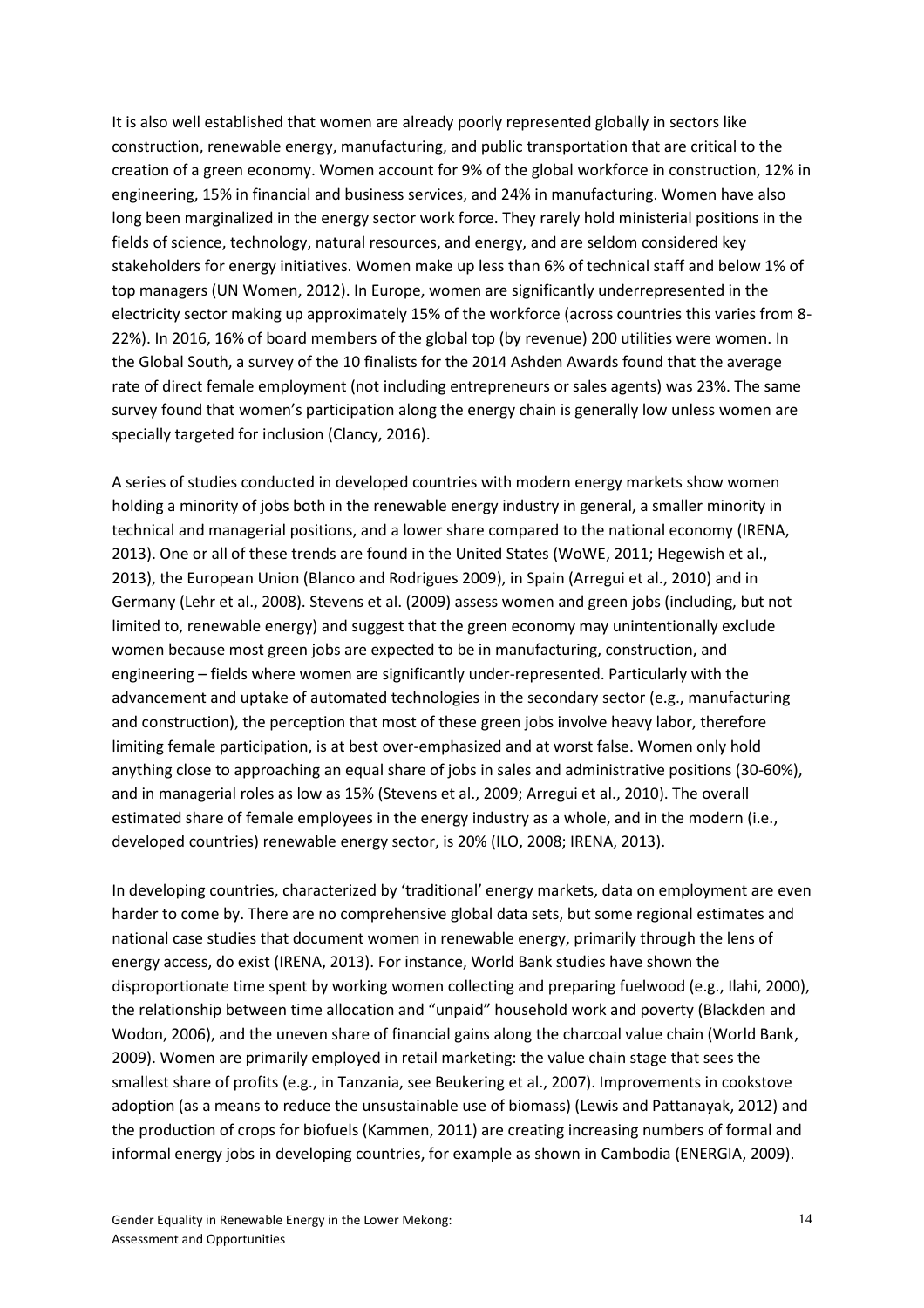It is also well established that women are already poorly represented globally in sectors like construction, renewable energy, manufacturing, and public transportation that are critical to the creation of a green economy. Women account for 9% of the global workforce in construction, 12% in engineering, 15% in financial and business services, and 24% in manufacturing. Women have also long been marginalized in the energy sector work force. They rarely hold ministerial positions in the fields of science, technology, natural resources, and energy, and are seldom considered key stakeholders for energy initiatives. Women make up less than 6% of technical staff and below 1% of top managers (UN Women, 2012). In Europe, women are significantly underrepresented in the electricity sector making up approximately 15% of the workforce (across countries this varies from 8-22%). In 2016, 16% of board members of the global top (by revenue) 200 utilities were women. In the Global South, a survey of the 10 finalists for the 2014 Ashden Awards found that the average rate of direct female employment (not including entrepreneurs or sales agents) was 23%. The same survey found that women's participation along the energy chain is generally low unless women are specially targeted for inclusion (Clancy, 2016).

A series of studies conducted in developed countries with modern energy markets show women holding a minority of jobs both in the renewable energy industry in general, a smaller minority in technical and managerial positions, and a lower share compared to the national economy (IRENA, 2013). One or all of these trends are found in the United States (WoWE, 2011; Hegewish et al., 2013), the European Union (Blanco and Rodrigues 2009), in Spain (Arregui et al., 2010) and in Germany (Lehr et al., 2008). Stevens et al. (2009) assess women and green jobs (including, but not limited to, renewable energy) and suggest that the green economy may unintentionally exclude women because most green jobs are expected to be in manufacturing, construction, and engineering – fields where women are significantly under-represented. Particularly with the advancement and uptake of automated technologies in the secondary sector (e.g., manufacturing and construction), the perception that most of these green jobs involve heavy labor, therefore limiting female participation, is at best over-emphasized and at worst false. Women only hold anything close to approaching an equal share of jobs in sales and administrative positions (30-60%), and in managerial roles as low as 15% (Stevens et al., 2009; Arregui et al., 2010). The overall estimated share of female employees in the energy industry as a whole, and in the modern (i.e., developed countries) renewable energy sector, is 20% (ILO, 2008; IRENA, 2013).

In developing countries, characterized by 'traditional' energy markets, data on employment are even harder to come by. There are no comprehensive global data sets, but some regional estimates and national case studies that document women in renewable energy, primarily through the lens of energy access, do exist (IRENA, 2013). For instance, World Bank studies have shown the disproportionate time spent by working women collecting and preparing fuelwood (e.g., Ilahi, 2000), the relationship between time allocation and "unpaid" household work and poverty (Blackden and Wodon, 2006), and the uneven share of financial gains along the charcoal value chain (World Bank, 2009). Women are primarily employed in retail marketing: the value chain stage that sees the smallest share of profits (e.g., in Tanzania, see Beukering et al., 2007). Improvements in cookstove adoption (as a means to reduce the unsustainable use of biomass) (Lewis and Pattanayak, 2012) and the production of crops for biofuels (Kammen, 2011) are creating increasing numbers of formal and informal energy jobs in developing countries, for example as shown in Cambodia (ENERGIA, 2009).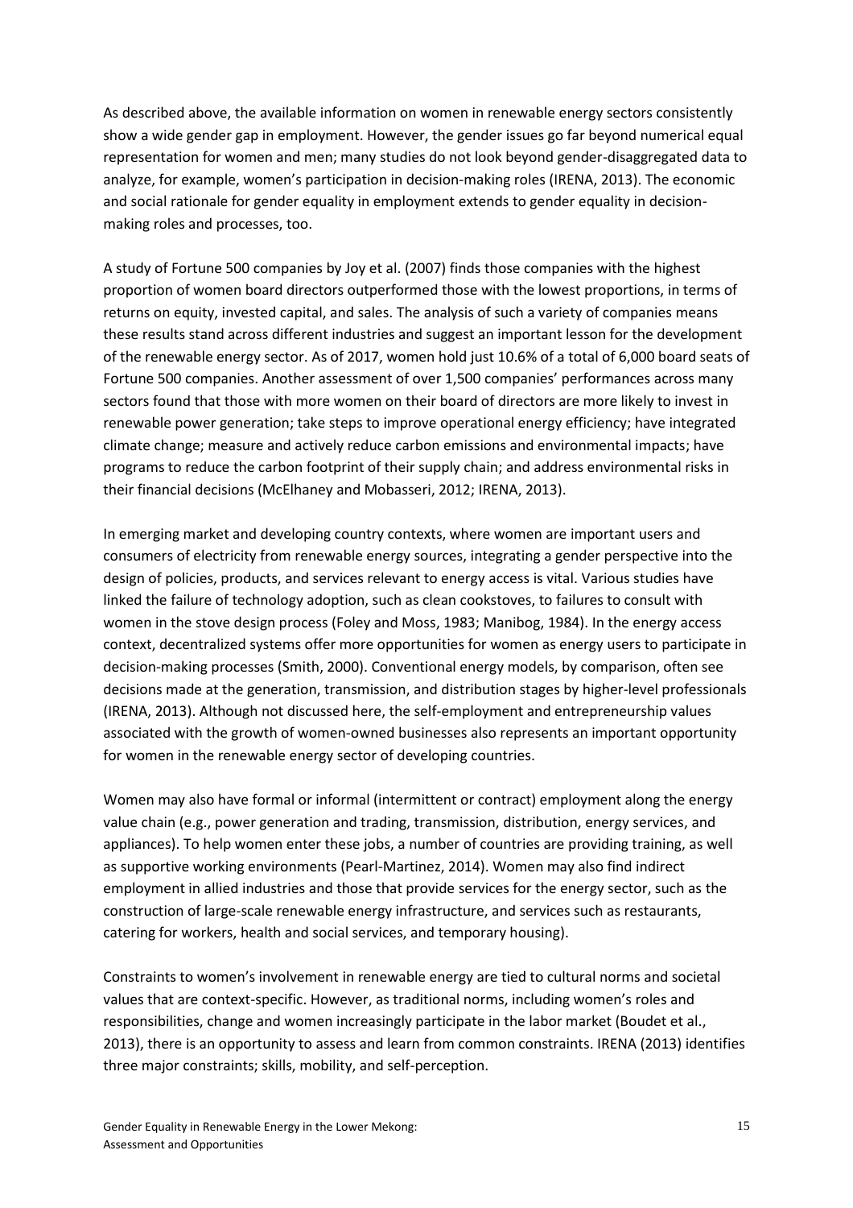As described above, the available information on women in renewable energy sectors consistently show a wide gender gap in employment. However, the gender issues go far beyond numerical equal representation for women and men; many studies do not look beyond gender-disaggregated data to analyze, for example, women's participation in decision-making roles (IRENA, 2013). The economic and social rationale for gender equality in employment extends to gender equality in decision-making roles and processes, too.

A study of Fortune 500 companies by Joy et al. (2007) finds those companies with the highest proportion of women board directors outperformed those with the lowest proportions, in terms of returns on equity, invested capital, and sales. The analysis of such a variety of companies means these results stand across different industries and suggest an important lesson for the development of the renewable energy sector. As of 2017, women hold just 10.6% of a total of 6,000 board seats of Fortune 500 companies. Another assessment of over 1,500 companies' performances across many sectors found that those with more women on their board of directors are more likely to invest in renewable power generation; take steps to improve operational energy efficiency; have integrated climate change; measure and actively reduce carbon emissions and environmental impacts; have programs to reduce the carbon footprint of their supply chain; and address environmental risks in their financial decisions (McElhaney and Mobasseri, 2012; IRENA, 2013).

In emerging market and developing country contexts, where women are important users and consumers of electricity from renewable energy sources, integrating a gender perspective into the design of policies, products, and services relevant to energy access is vital. Various studies have linked the failure of technology adoption, such as clean cookstoves, to failures to consult with women in the stove design process (Foley and Moss, 1983; Manibog, 1984). In the energy access context, decentralized systems offer more opportunities for women as energy users to participate in decision-making processes (Smith, 2000). Conventional energy models, by comparison, often see decisions made at the generation, transmission, and distribution stages by higher-level professionals (IRENA, 2013). Although not discussed here, the self-employment and entrepreneurship values associated with the growth of women-owned businesses also represents an important opportunity for women in the renewable energy sector of developing countries.

Women may also have formal or informal (intermittent or contract) employment along the energy value chain (e.g., power generation and trading, transmission, distribution, energy services, and appliances). To help women enter these jobs, a number of countries are providing training, as well as supportive working environments (Pearl-Martinez, 2014). Women may also find indirect employment in allied industries and those that provide services for the energy sector, such as the construction of large-scale renewable energy infrastructure, and services such as restaurants, catering for workers, health and social services, and temporary housing).

Constraints to women's involvement in renewable energy are tied to cultural norms and societal values that are context-specific. However, as traditional norms, including women's roles and responsibilities, change and women increasingly participate in the labor market (Boudet et al., 2013), there is an opportunity to assess and learn from common constraints. IRENA (2013) identifies three major constraints; skills, mobility, and self-perception.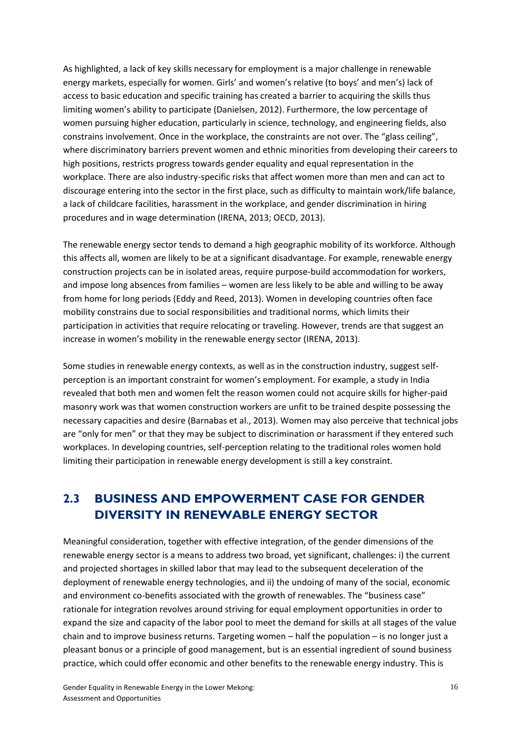As highlighted, a lack of key skills necessary for employment is a major challenge in renewable energy markets, especially for women. Girls' and women's relative (to boys' and men's) lack of access to basic education and specific training has created a barrier to acquiring the skills thus limiting women's ability to participate (Danielsen, 2012). Furthermore, the low percentage of women pursuing higher education, particularly in science, technology, and engineering fields, also constrains involvement. Once in the workplace, the constraints are not over. The "glass ceiling", where discriminatory barriers prevent women and ethnic minorities from developing their careers to high positions, restricts progress towards gender equality and equal representation in the workplace. There are also industry-specific risks that affect women more than men and can act to discourage entering into the sector in the first place, such as difficulty to maintain work/life balance, a lack of childcare facilities, harassment in the workplace, and gender discrimination in hiring procedures and in wage determination (IRENA, 2013; OECD, 2013).

The renewable energy sector tends to demand a high geographic mobility of its workforce. Although this affects all, women are likely to be at a significant disadvantage. For example, renewable energy construction projects can be in isolated areas, require purpose-build accommodation for workers, and impose long absences from families – women are less likely to be able and willing to be away from home for long periods (Eddy and Reed, 2013). Women in developing countries often face mobility constrains due to social responsibilities and traditional norms, which limits their participation in activities that require relocating or traveling. However, trends are that suggest an increase in women's mobility in the renewable energy sector (IRENA, 2013).

Some studies in renewable energy contexts, as well as in the construction industry, suggest self-perception is an important constraint for women's employment. For example, a study in India revealed that both men and women felt the reason women could not acquire skills for higher-paid masonry work was that women construction workers are unfit to be trained despite possessing the necessary capacities and desire (Barnabas et al., 2013). Women may also perceive that technical jobs are "only for men" or that they may be subject to discrimination or harassment if they entered such workplaces. In developing countries, self-perception relating to the traditional roles women hold limiting their participation in renewable energy development is still a key constraint.

## 2.3 BUSINESS AND EMPOWERMENT CASE FOR GENDER DIVERSITY IN RENEWABLE ENERGY SECTOR

Meaningful consideration, together with effective integration, of the gender dimensions of the renewable energy sector is a means to address two broad, yet significant, challenges: i) the current and projected shortages in skilled labor that may lead to the subsequent deceleration of the deployment of renewable energy technologies, and ii) the undoing of many of the social, economic and environment co-benefits associated with the growth of renewables. The "business case" rationale for integration revolves around striving for equal employment opportunities in order to expand the size and capacity of the labor pool to meet the demand for skills at all stages of the value chain and to improve business returns. Targeting women – half the population – is no longer just a pleasant bonus or a principle of good management, but is an essential ingredient of sound business practice, which could offer economic and other benefits to the renewable energy industry. This is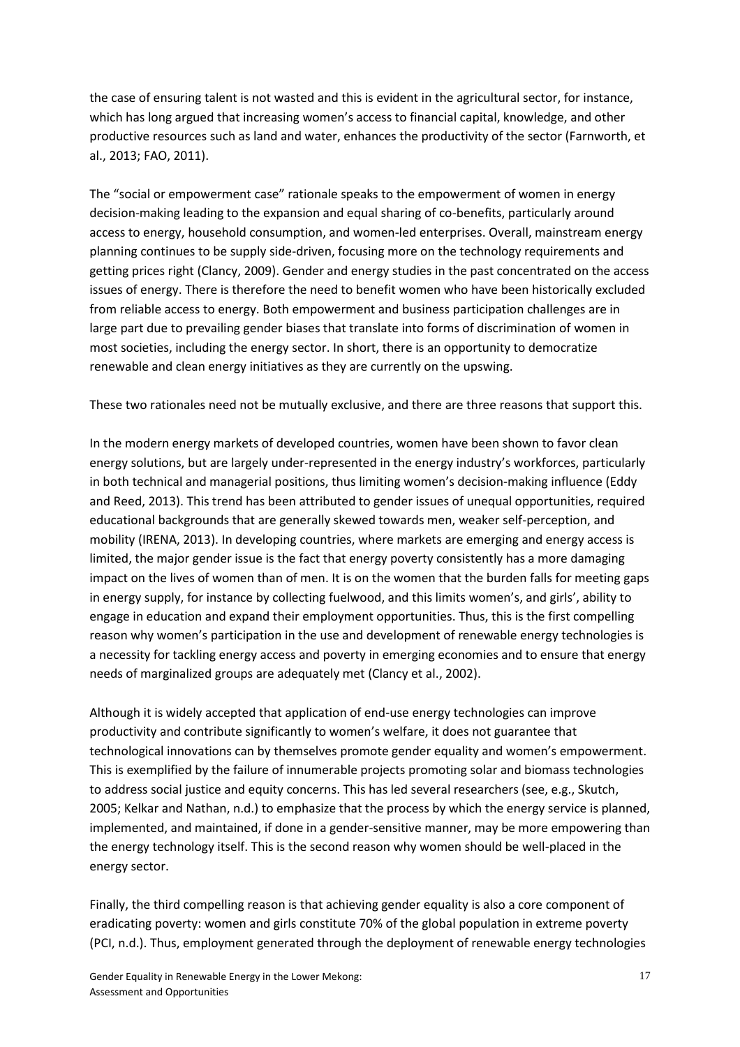the case of ensuring talent is not wasted and this is evident in the agricultural sector, for instance, which has long argued that increasing women's access to financial capital, knowledge, and other productive resources such as land and water, enhances the productivity of the sector (Farnworth, et al., 2013; FAO, 2011).

The "social or empowerment case" rationale speaks to the empowerment of women in energy decision-making leading to the expansion and equal sharing of co-benefits, particularly around access to energy, household consumption, and women-led enterprises. Overall, mainstream energy planning continues to be supply side-driven, focusing more on the technology requirements and getting prices right (Clancy, 2009). Gender and energy studies in the past concentrated on the access issues of energy. There is therefore the need to benefit women who have been historically excluded from reliable access to energy. Both empowerment and business participation challenges are in large part due to prevailing gender biases that translate into forms of discrimination of women in most societies, including the energy sector. In short, there is an opportunity to democratize renewable and clean energy initiatives as they are currently on the upswing.

These two rationales need not be mutually exclusive, and there are three reasons that support this.

In the modern energy markets of developed countries, women have been shown to favor clean energy solutions, but are largely under-represented in the energy industry's workforces, particularly in both technical and managerial positions, thus limiting women's decision-making influence (Eddy and Reed, 2013). This trend has been attributed to gender issues of unequal opportunities, required educational backgrounds that are generally skewed towards men, weaker self-perception, and mobility (IRENA, 2013). In developing countries, where markets are emerging and energy access is limited, the major gender issue is the fact that energy poverty consistently has a more damaging impact on the lives of women than of men. It is on the women that the burden falls for meeting gaps in energy supply, for instance by collecting fuelwood, and this limits women's, and girls', ability to engage in education and expand their employment opportunities. Thus, this is the first compelling reason why women's participation in the use and development of renewable energy technologies is a necessity for tackling energy access and poverty in emerging economies and to ensure that energy needs of marginalized groups are adequately met (Clancy et al., 2002).

Although it is widely accepted that application of end-use energy technologies can improve productivity and contribute significantly to women's welfare, it does not guarantee that technological innovations can by themselves promote gender equality and women's empowerment. This is exemplified by the failure of innumerable projects promoting solar and biomass technologies to address social justice and equity concerns. This has led several researchers (see, e.g., Skutch, 2005; Kelkar and Nathan, n.d.) to emphasize that the process by which the energy service is planned, implemented, and maintained, if done in a gender-sensitive manner, may be more empowering than the energy technology itself. This is the second reason why women should be well-placed in the energy sector.

Finally, the third compelling reason is that achieving gender equality is also a core component of eradicating poverty: women and girls constitute 70% of the global population in extreme poverty (PCI, n.d.). Thus, employment generated through the deployment of renewable energy technologies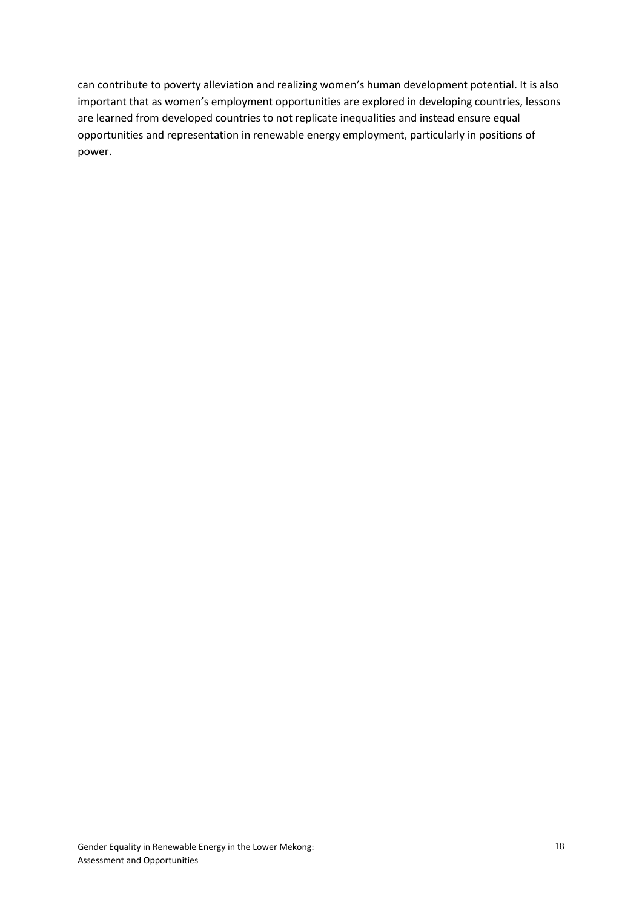can contribute to poverty alleviation and realizing women's human development potential. It is also important that as women's employment opportunities are explored in developing countries, lessons are learned from developed countries to not replicate inequalities and instead ensure equal opportunities and representation in renewable energy employment, particularly in positions of power.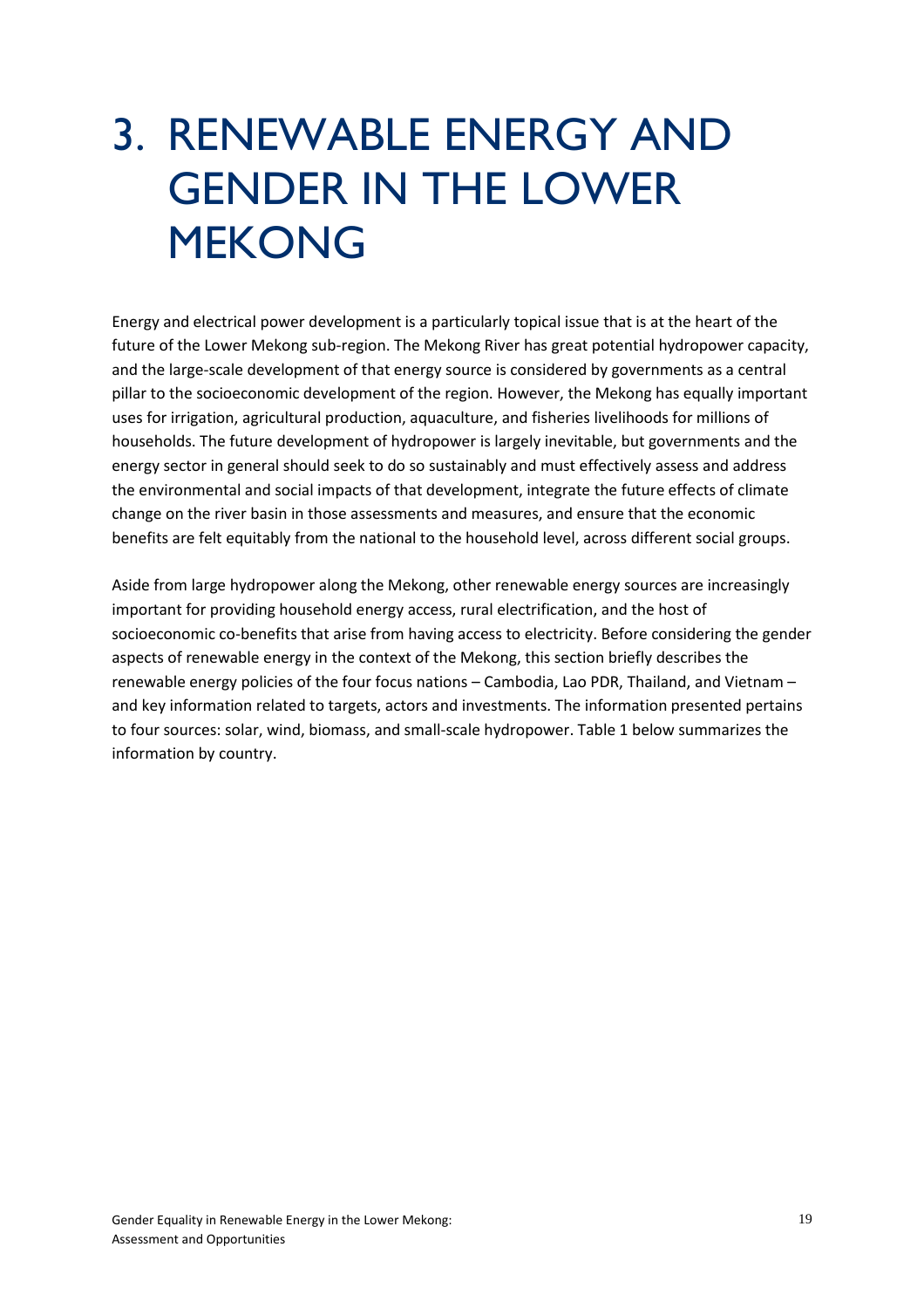# 3. RENEWABLE ENERGY AND GENDER IN THE LOWER MEKONG

Energy and electrical power development is a particularly topical issue that is at the heart of the future of the Lower Mekong sub-region. The Mekong River has great potential hydropower capacity, and the large-scale development of that energy source is considered by governments as a central pillar to the socioeconomic development of the region. However, the Mekong has equally important uses for irrigation, agricultural production, aquaculture, and fisheries livelihoods for millions of households. The future development of hydropower is largely inevitable, but governments and the energy sector in general should seek to do so sustainably and must effectively assess and address the environmental and social impacts of that development, integrate the future effects of climate change on the river basin in those assessments and measures, and ensure that the economic benefits are felt equitably from the national to the household level, across different social groups.

Aside from large hydropower along the Mekong, other renewable energy sources are increasingly important for providing household energy access, rural electrification, and the host of socioeconomic co-benefits that arise from having access to electricity. Before considering the gender aspects of renewable energy in the context of the Mekong, this section briefly describes the renewable energy policies of the four focus nations – Cambodia, Lao PDR, Thailand, and Vietnam – and key information related to targets, actors and investments. The information presented pertains to four sources: solar, wind, biomass, and small-scale hydropower. Table 1 below summarizes the information by country.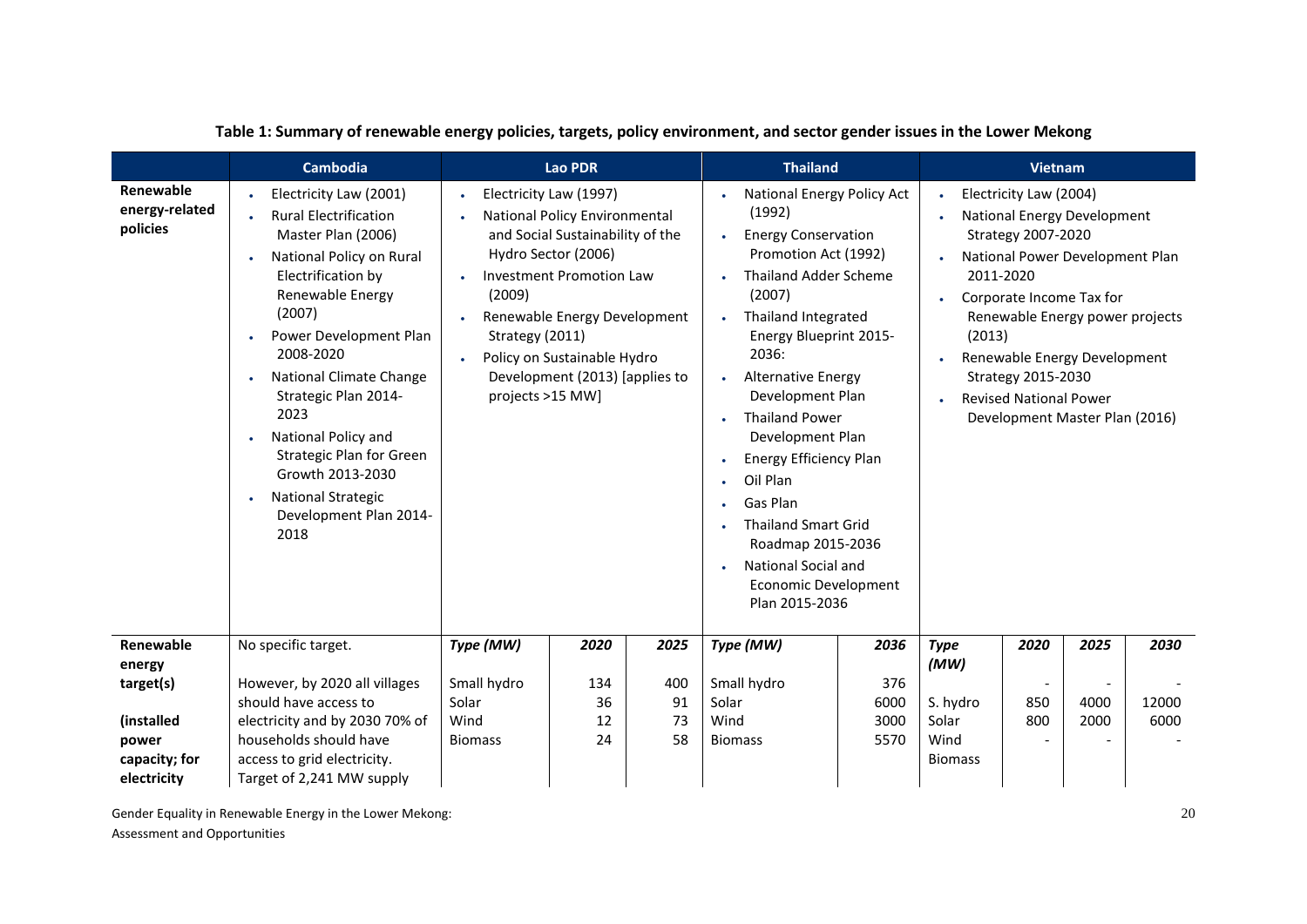**Table 1: Summary of renewable energy policies, targets, policy environment, and sector gender issues in the Lower Mekong**

| | Cambodia | Lao PDR | | | Thailand | | Vietnam | | | |
|---|---|---|---|---|---|---|---|---|---|---|
| **Renewable energy-related policies** | • Electricity Law (2001)<br>• Rural Electrification Master Plan (2006)<br>• National Policy on Rural Electrification by Renewable Energy (2007)<br>• Power Development Plan 2008-2020<br>• National Climate Change Strategic Plan 2014-2023<br>• National Policy and Strategic Plan for Green Growth 2013-2030<br>• National Strategic Development Plan 2014-2018 | • Electricity Law (1997)<br>• National Policy Environmental and Social Sustainability of the Hydro Sector (2006)<br>• Investment Promotion Law (2009)<br>• Renewable Energy Development Strategy (2011)<br>• Policy on Sustainable Hydro Development (2013) [applies to projects >15 MW] | | | • National Energy Policy Act (1992)<br>• Energy Conservation Promotion Act (1992)<br>• Thailand Adder Scheme (2007)<br>• Thailand Integrated Energy Blueprint 2015-2036:<br>• Alternative Energy Development Plan<br>• Thailand Power Development Plan<br>• Energy Efficiency Plan<br>• Oil Plan<br>• Gas Plan<br>• Thailand Smart Grid Roadmap 2015-2036<br>• National Social and Economic Development Plan 2015-2036 | | • Electricity Law (2004)<br>• National Energy Development Strategy 2007-2020<br>• National Power Development Plan 2011-2020<br>• Corporate Income Tax for Renewable Energy power projects (2013)<br>• Renewable Energy Development Strategy 2015-2030<br>• Revised National Power Development Master Plan (2016) | | | |
| **Renewable energy target(s)**<br><br>**(installed power capacity; for electricity** | No specific target.<br><br>However, by 2020 all villages should have access to electricity and by 2030 70% of households should have access to grid electricity.<br>Target of 2,241 MW supply | *Type (MW)* | *2020* | *2025* | *Type (MW)* | *2036* | *Type (MW)* | *2020* | *2025* | *2030* |
| | | Small hydro | 134 | 400 | Small hydro | 376 | | - | - | - |
| | | Solar | 36 | 91 | Solar | 6000 | S. hydro | 850 | 4000 | 12000 |
| | | Wind | 12 | 73 | Wind | 3000 | Solar | 800 | 2000 | 6000 |
| | | Biomass | 24 | 58 | Biomass | 5570 | Wind | - | - | - |
| | | | | | | | Biomass | | | |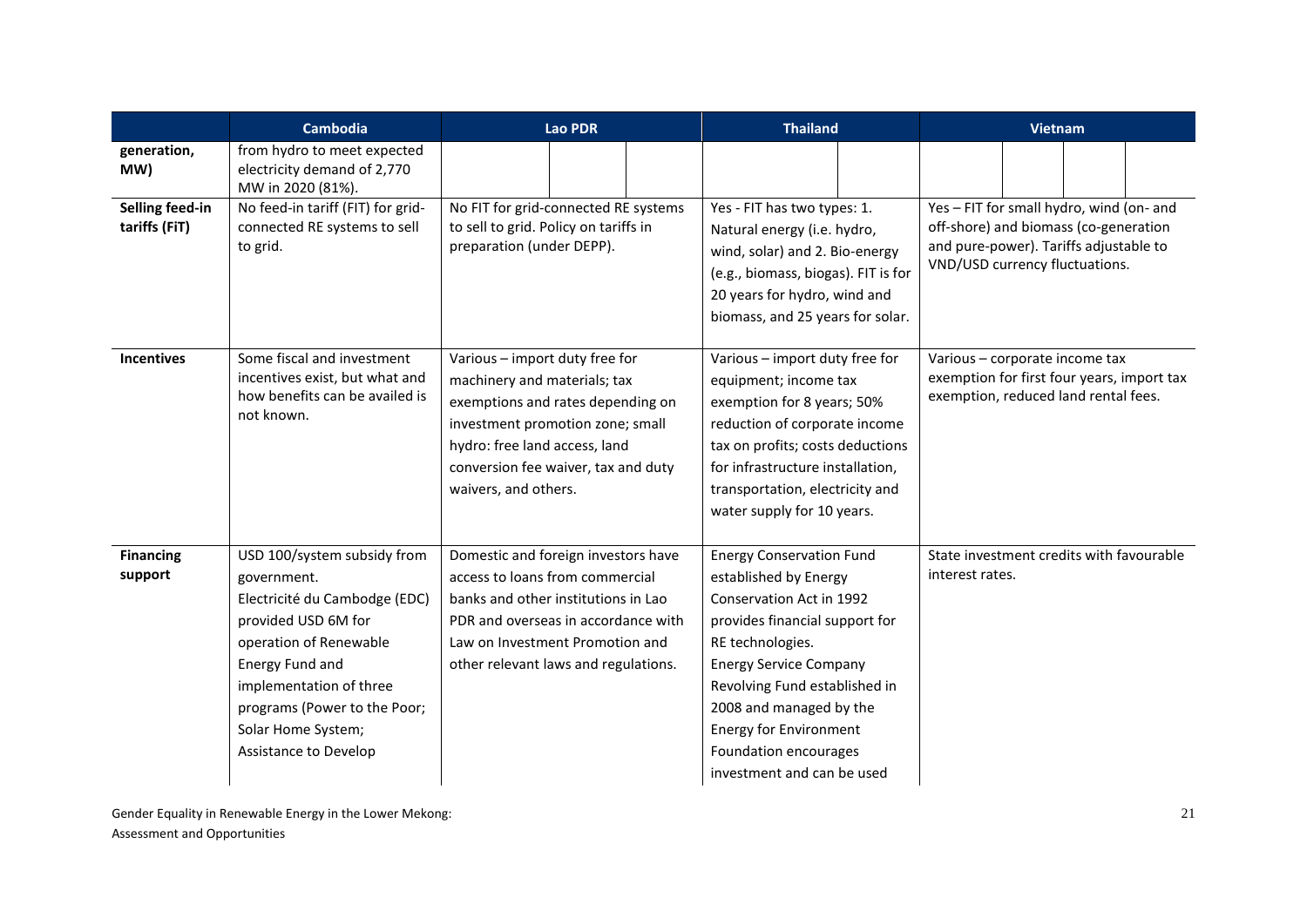| | Cambodia | Lao PDR | Thailand | Vietnam |
|---|---|---|---|---|
| generation, MW) | from hydro to meet expected electricity demand of 2,770 MW in 2020 (81%). | | | |
| Selling feed-in tariffs (FiT) | No feed-in tariff (FIT) for grid-connected RE systems to sell to grid. | No FIT for grid-connected RE systems to sell to grid. Policy on tariffs in preparation (under DEPP). | Yes - FIT has two types: 1. Natural energy (i.e. hydro, wind, solar) and 2. Bio-energy (e.g., biomass, biogas). FIT is for 20 years for hydro, wind and biomass, and 25 years for solar. | Yes – FIT for small hydro, wind (on- and off-shore) and biomass (co-generation and pure-power). Tariffs adjustable to VND/USD currency fluctuations. |
| Incentives | Some fiscal and investment incentives exist, but what and how benefits can be availed is not known. | Various – import duty free for machinery and materials; tax exemptions and rates depending on investment promotion zone; small hydro: free land access, land conversion fee waiver, tax and duty waivers, and others. | Various – import duty free for equipment; income tax exemption for 8 years; 50% reduction of corporate income tax on profits; costs deductions for infrastructure installation, transportation, electricity and water supply for 10 years. | Various – corporate income tax exemption for first four years, import tax exemption, reduced land rental fees. |
| Financing support | USD 100/system subsidy from government. Electricité du Cambodge (EDC) provided USD 6M for operation of Renewable Energy Fund and implementation of three programs (Power to the Poor; Solar Home System; Assistance to Develop | Domestic and foreign investors have access to loans from commercial banks and other institutions in Lao PDR and overseas in accordance with Law on Investment Promotion and other relevant laws and regulations. | Energy Conservation Fund established by Energy Conservation Act in 1992 provides financial support for RE technologies. Energy Service Company Revolving Fund established in 2008 and managed by the Energy for Environment Foundation encourages investment and can be used | State investment credits with favourable interest rates. |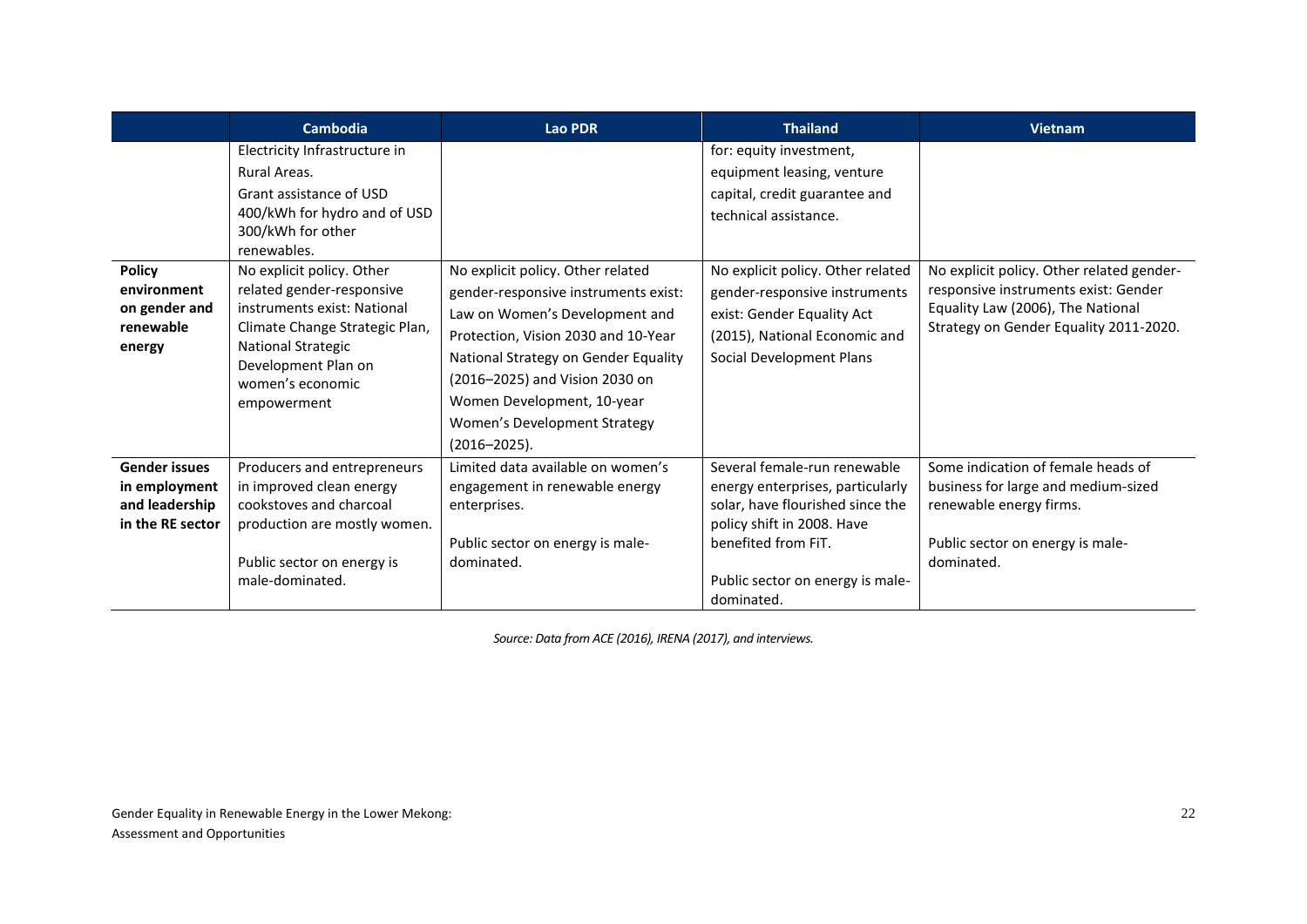| | Cambodia | Lao PDR | Thailand | Vietnam |
|---|---|---|---|---|
| | Electricity Infrastructure in Rural Areas. Grant assistance of USD 400/kWh for hydro and of USD 300/kWh for other renewables. | | for: equity investment, equipment leasing, venture capital, credit guarantee and technical assistance. | |
| **Policy environment on gender and renewable energy** | No explicit policy. Other related gender-responsive instruments exist: National Climate Change Strategic Plan, National Strategic Development Plan on women's economic empowerment | No explicit policy. Other related gender-responsive instruments exist: Law on Women's Development and Protection, Vision 2030 and 10-Year National Strategy on Gender Equality (2016–2025) and Vision 2030 on Women Development, 10-year Women's Development Strategy (2016–2025). | No explicit policy. Other related gender-responsive instruments exist: Gender Equality Act (2015), National Economic and Social Development Plans | No explicit policy. Other related gender-responsive instruments exist: Gender Equality Law (2006), The National Strategy on Gender Equality 2011-2020. |
| **Gender issues in employment and leadership in the RE sector** | Producers and entrepreneurs in improved clean energy cookstoves and charcoal production are mostly women. Public sector on energy is male-dominated. | Limited data available on women's engagement in renewable energy enterprises. Public sector on energy is male-dominated. | Several female-run renewable energy enterprises, particularly solar, have flourished since the policy shift in 2008. Have benefited from FiT. Public sector on energy is male-dominated. | Some indication of female heads of business for large and medium-sized renewable energy firms. Public sector on energy is male-dominated. |

*Source: Data from ACE (2016), IRENA (2017), and interviews.*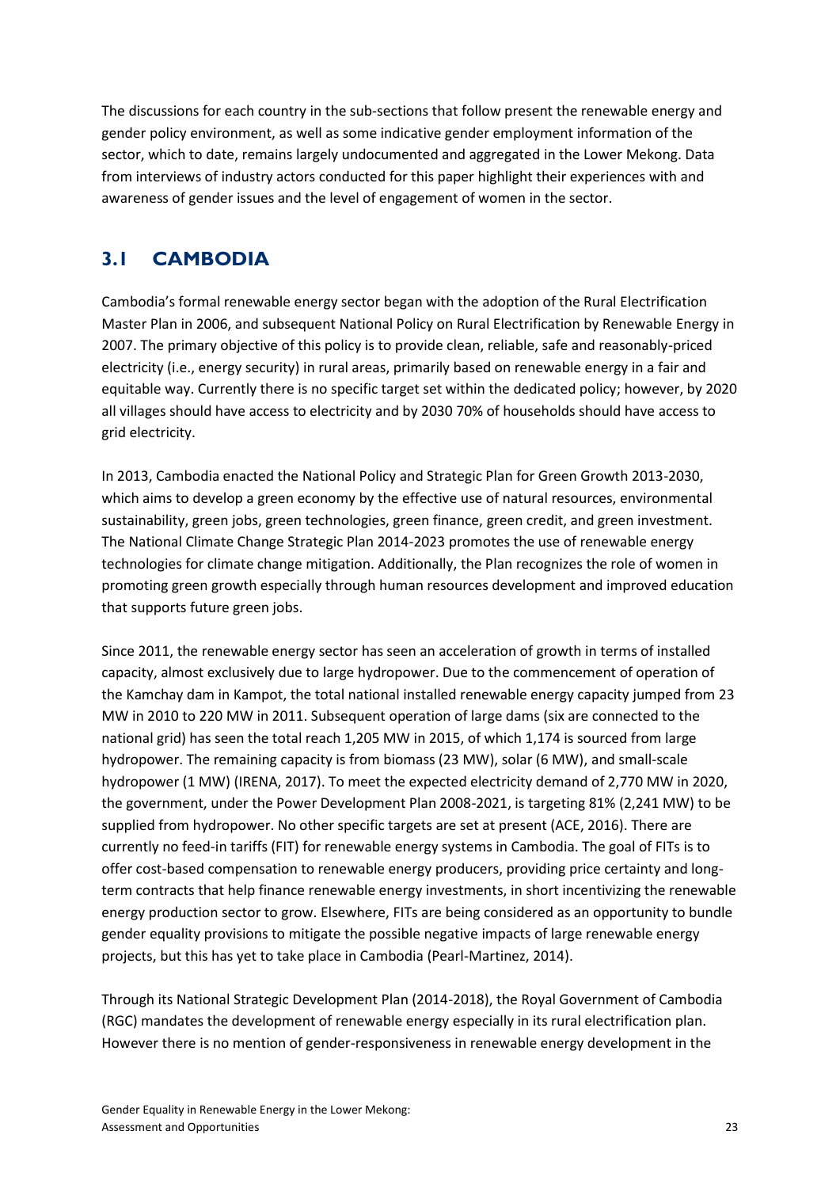The discussions for each country in the sub-sections that follow present the renewable energy and gender policy environment, as well as some indicative gender employment information of the sector, which to date, remains largely undocumented and aggregated in the Lower Mekong. Data from interviews of industry actors conducted for this paper highlight their experiences with and awareness of gender issues and the level of engagement of women in the sector.

## 3.1 CAMBODIA

Cambodia's formal renewable energy sector began with the adoption of the Rural Electrification Master Plan in 2006, and subsequent National Policy on Rural Electrification by Renewable Energy in 2007. The primary objective of this policy is to provide clean, reliable, safe and reasonably-priced electricity (i.e., energy security) in rural areas, primarily based on renewable energy in a fair and equitable way. Currently there is no specific target set within the dedicated policy; however, by 2020 all villages should have access to electricity and by 2030 70% of households should have access to grid electricity.

In 2013, Cambodia enacted the National Policy and Strategic Plan for Green Growth 2013-2030, which aims to develop a green economy by the effective use of natural resources, environmental sustainability, green jobs, green technologies, green finance, green credit, and green investment. The National Climate Change Strategic Plan 2014-2023 promotes the use of renewable energy technologies for climate change mitigation. Additionally, the Plan recognizes the role of women in promoting green growth especially through human resources development and improved education that supports future green jobs.

Since 2011, the renewable energy sector has seen an acceleration of growth in terms of installed capacity, almost exclusively due to large hydropower. Due to the commencement of operation of the Kamchay dam in Kampot, the total national installed renewable energy capacity jumped from 23 MW in 2010 to 220 MW in 2011. Subsequent operation of large dams (six are connected to the national grid) has seen the total reach 1,205 MW in 2015, of which 1,174 is sourced from large hydropower. The remaining capacity is from biomass (23 MW), solar (6 MW), and small-scale hydropower (1 MW) (IRENA, 2017). To meet the expected electricity demand of 2,770 MW in 2020, the government, under the Power Development Plan 2008-2021, is targeting 81% (2,241 MW) to be supplied from hydropower. No other specific targets are set at present (ACE, 2016). There are currently no feed-in tariffs (FIT) for renewable energy systems in Cambodia. The goal of FITs is to offer cost-based compensation to renewable energy producers, providing price certainty and long-term contracts that help finance renewable energy investments, in short incentivizing the renewable energy production sector to grow. Elsewhere, FITs are being considered as an opportunity to bundle gender equality provisions to mitigate the possible negative impacts of large renewable energy projects, but this has yet to take place in Cambodia (Pearl-Martinez, 2014).

Through its National Strategic Development Plan (2014-2018), the Royal Government of Cambodia (RGC) mandates the development of renewable energy especially in its rural electrification plan. However there is no mention of gender-responsiveness in renewable energy development in the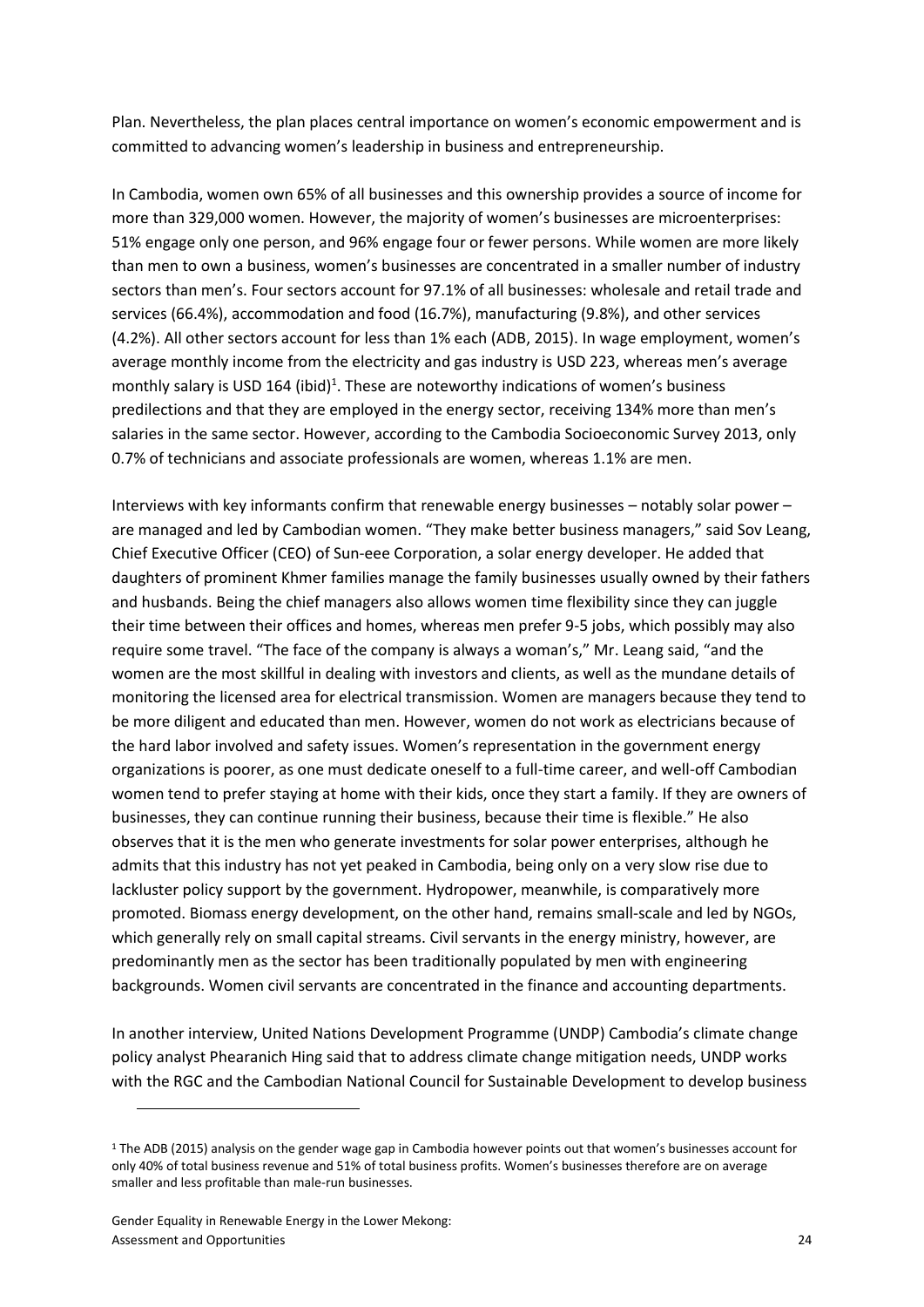Plan. Nevertheless, the plan places central importance on women's economic empowerment and is committed to advancing women's leadership in business and entrepreneurship.

In Cambodia, women own 65% of all businesses and this ownership provides a source of income for more than 329,000 women. However, the majority of women's businesses are microenterprises: 51% engage only one person, and 96% engage four or fewer persons. While women are more likely than men to own a business, women's businesses are concentrated in a smaller number of industry sectors than men's. Four sectors account for 97.1% of all businesses: wholesale and retail trade and services (66.4%), accommodation and food (16.7%), manufacturing (9.8%), and other services (4.2%). All other sectors account for less than 1% each (ADB, 2015). In wage employment, women's average monthly income from the electricity and gas industry is USD 223, whereas men's average monthly salary is USD 164 (ibid)[1]. These are noteworthy indications of women's business predilections and that they are employed in the energy sector, receiving 134% more than men's salaries in the same sector. However, according to the Cambodia Socioeconomic Survey 2013, only 0.7% of technicians and associate professionals are women, whereas 1.1% are men.

Interviews with key informants confirm that renewable energy businesses – notably solar power – are managed and led by Cambodian women. "They make better business managers," said Sov Leang, Chief Executive Officer (CEO) of Sun-eee Corporation, a solar energy developer. He added that daughters of prominent Khmer families manage the family businesses usually owned by their fathers and husbands. Being the chief managers also allows women time flexibility since they can juggle their time between their offices and homes, whereas men prefer 9-5 jobs, which possibly may also require some travel. "The face of the company is always a woman's," Mr. Leang said, "and the women are the most skillful in dealing with investors and clients, as well as the mundane details of monitoring the licensed area for electrical transmission. Women are managers because they tend to be more diligent and educated than men. However, women do not work as electricians because of the hard labor involved and safety issues. Women's representation in the government energy organizations is poorer, as one must dedicate oneself to a full-time career, and well-off Cambodian women tend to prefer staying at home with their kids, once they start a family. If they are owners of businesses, they can continue running their business, because their time is flexible." He also observes that it is the men who generate investments for solar power enterprises, although he admits that this industry has not yet peaked in Cambodia, being only on a very slow rise due to lackluster policy support by the government. Hydropower, meanwhile, is comparatively more promoted. Biomass energy development, on the other hand, remains small-scale and led by NGOs, which generally rely on small capital streams. Civil servants in the energy ministry, however, are predominantly men as the sector has been traditionally populated by men with engineering backgrounds. Women civil servants are concentrated in the finance and accounting departments.

In another interview, United Nations Development Programme (UNDP) Cambodia's climate change policy analyst Phearanich Hing said that to address climate change mitigation needs, UNDP works with the RGC and the Cambodian National Council for Sustainable Development to develop business

---

[1] The ADB (2015) analysis on the gender wage gap in Cambodia however points out that women's businesses account for only 40% of total business revenue and 51% of total business profits. Women's businesses therefore are on average smaller and less profitable than male-run businesses.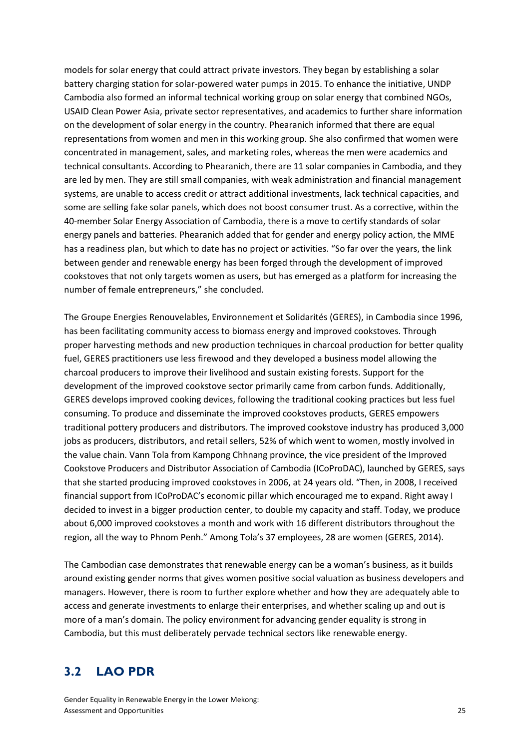models for solar energy that could attract private investors. They began by establishing a solar battery charging station for solar-powered water pumps in 2015. To enhance the initiative, UNDP Cambodia also formed an informal technical working group on solar energy that combined NGOs, USAID Clean Power Asia, private sector representatives, and academics to further share information on the development of solar energy in the country. Phearanich informed that there are equal representations from women and men in this working group. She also confirmed that women were concentrated in management, sales, and marketing roles, whereas the men were academics and technical consultants. According to Phearanich, there are 11 solar companies in Cambodia, and they are led by men. They are still small companies, with weak administration and financial management systems, are unable to access credit or attract additional investments, lack technical capacities, and some are selling fake solar panels, which does not boost consumer trust. As a corrective, within the 40-member Solar Energy Association of Cambodia, there is a move to certify standards of solar energy panels and batteries. Phearanich added that for gender and energy policy action, the MME has a readiness plan, but which to date has no project or activities. "So far over the years, the link between gender and renewable energy has been forged through the development of improved cookstoves that not only targets women as users, but has emerged as a platform for increasing the number of female entrepreneurs," she concluded.

The Groupe Energies Renouvelables, Environnement et Solidarités (GERES), in Cambodia since 1996, has been facilitating community access to biomass energy and improved cookstoves. Through proper harvesting methods and new production techniques in charcoal production for better quality fuel, GERES practitioners use less firewood and they developed a business model allowing the charcoal producers to improve their livelihood and sustain existing forests. Support for the development of the improved cookstove sector primarily came from carbon funds. Additionally, GERES develops improved cooking devices, following the traditional cooking practices but less fuel consuming. To produce and disseminate the improved cookstoves products, GERES empowers traditional pottery producers and distributors. The improved cookstove industry has produced 3,000 jobs as producers, distributors, and retail sellers, 52% of which went to women, mostly involved in the value chain. Vann Tola from Kampong Chhnang province, the vice president of the Improved Cookstove Producers and Distributor Association of Cambodia (ICoProDAC), launched by GERES, says that she started producing improved cookstoves in 2006, at 24 years old. "Then, in 2008, I received financial support from ICoProDAC's economic pillar which encouraged me to expand. Right away I decided to invest in a bigger production center, to double my capacity and staff. Today, we produce about 6,000 improved cookstoves a month and work with 16 different distributors throughout the region, all the way to Phnom Penh." Among Tola's 37 employees, 28 are women (GERES, 2014).

The Cambodian case demonstrates that renewable energy can be a woman's business, as it builds around existing gender norms that gives women positive social valuation as business developers and managers. However, there is room to further explore whether and how they are adequately able to access and generate investments to enlarge their enterprises, and whether scaling up and out is more of a man's domain. The policy environment for advancing gender equality is strong in Cambodia, but this must deliberately pervade technical sectors like renewable energy.

## 3.2 LAO PDR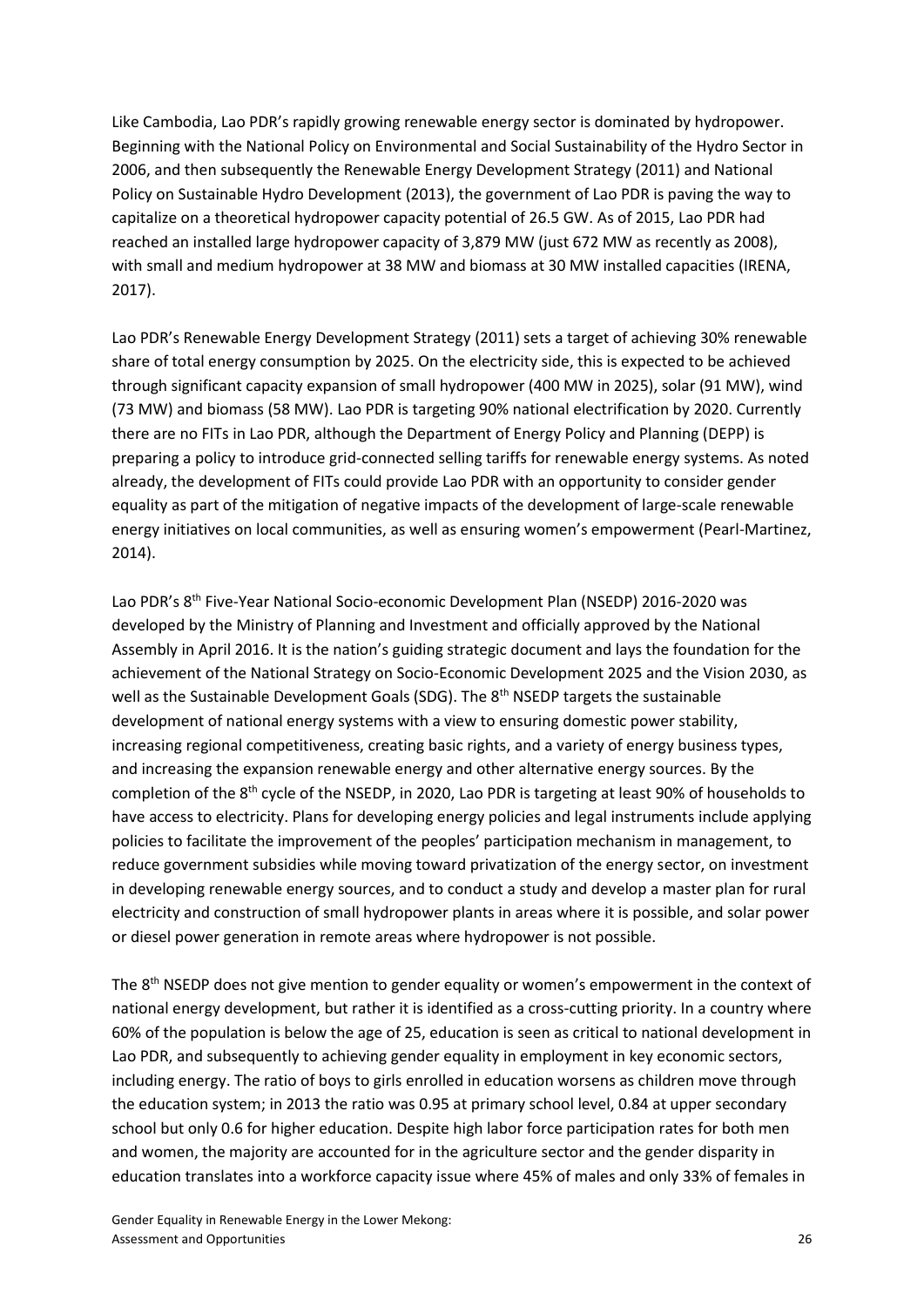Like Cambodia, Lao PDR's rapidly growing renewable energy sector is dominated by hydropower. Beginning with the National Policy on Environmental and Social Sustainability of the Hydro Sector in 2006, and then subsequently the Renewable Energy Development Strategy (2011) and National Policy on Sustainable Hydro Development (2013), the government of Lao PDR is paving the way to capitalize on a theoretical hydropower capacity potential of 26.5 GW. As of 2015, Lao PDR had reached an installed large hydropower capacity of 3,879 MW (just 672 MW as recently as 2008), with small and medium hydropower at 38 MW and biomass at 30 MW installed capacities (IRENA, 2017).

Lao PDR's Renewable Energy Development Strategy (2011) sets a target of achieving 30% renewable share of total energy consumption by 2025. On the electricity side, this is expected to be achieved through significant capacity expansion of small hydropower (400 MW in 2025), solar (91 MW), wind (73 MW) and biomass (58 MW). Lao PDR is targeting 90% national electrification by 2020. Currently there are no FITs in Lao PDR, although the Department of Energy Policy and Planning (DEPP) is preparing a policy to introduce grid-connected selling tariffs for renewable energy systems. As noted already, the development of FITs could provide Lao PDR with an opportunity to consider gender equality as part of the mitigation of negative impacts of the development of large-scale renewable energy initiatives on local communities, as well as ensuring women's empowerment (Pearl-Martinez, 2014).

Lao PDR's 8th Five-Year National Socio-economic Development Plan (NSEDP) 2016-2020 was developed by the Ministry of Planning and Investment and officially approved by the National Assembly in April 2016. It is the nation's guiding strategic document and lays the foundation for the achievement of the National Strategy on Socio-Economic Development 2025 and the Vision 2030, as well as the Sustainable Development Goals (SDG). The 8th NSEDP targets the sustainable development of national energy systems with a view to ensuring domestic power stability, increasing regional competitiveness, creating basic rights, and a variety of energy business types, and increasing the expansion renewable energy and other alternative energy sources. By the completion of the 8th cycle of the NSEDP, in 2020, Lao PDR is targeting at least 90% of households to have access to electricity. Plans for developing energy policies and legal instruments include applying policies to facilitate the improvement of the peoples' participation mechanism in management, to reduce government subsidies while moving toward privatization of the energy sector, on investment in developing renewable energy sources, and to conduct a study and develop a master plan for rural electricity and construction of small hydropower plants in areas where it is possible, and solar power or diesel power generation in remote areas where hydropower is not possible.

The 8th NSEDP does not give mention to gender equality or women's empowerment in the context of national energy development, but rather it is identified as a cross-cutting priority. In a country where 60% of the population is below the age of 25, education is seen as critical to national development in Lao PDR, and subsequently to achieving gender equality in employment in key economic sectors, including energy. The ratio of boys to girls enrolled in education worsens as children move through the education system; in 2013 the ratio was 0.95 at primary school level, 0.84 at upper secondary school but only 0.6 for higher education. Despite high labor force participation rates for both men and women, the majority are accounted for in the agriculture sector and the gender disparity in education translates into a workforce capacity issue where 45% of males and only 33% of females in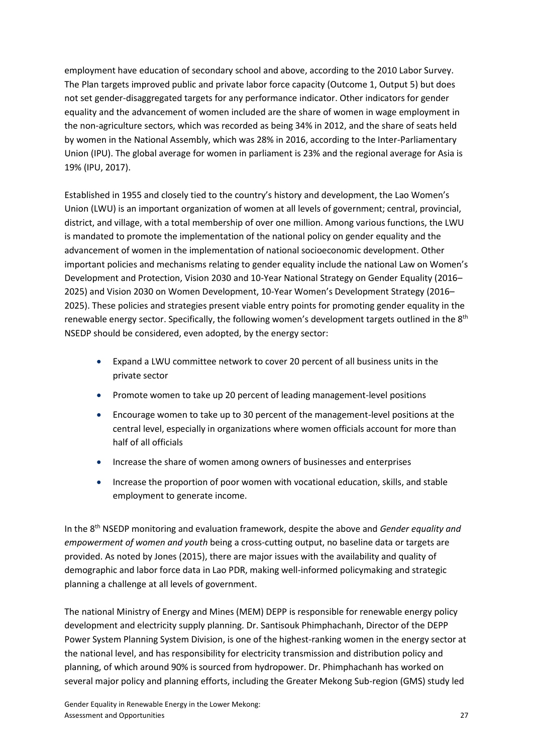employment have education of secondary school and above, according to the 2010 Labor Survey. The Plan targets improved public and private labor force capacity (Outcome 1, Output 5) but does not set gender-disaggregated targets for any performance indicator. Other indicators for gender equality and the advancement of women included are the share of women in wage employment in the non-agriculture sectors, which was recorded as being 34% in 2012, and the share of seats held by women in the National Assembly, which was 28% in 2016, according to the Inter-Parliamentary Union (IPU). The global average for women in parliament is 23% and the regional average for Asia is 19% (IPU, 2017).

Established in 1955 and closely tied to the country's history and development, the Lao Women's Union (LWU) is an important organization of women at all levels of government; central, provincial, district, and village, with a total membership of over one million. Among various functions, the LWU is mandated to promote the implementation of the national policy on gender equality and the advancement of women in the implementation of national socioeconomic development. Other important policies and mechanisms relating to gender equality include the national Law on Women's Development and Protection, Vision 2030 and 10-Year National Strategy on Gender Equality (2016–2025) and Vision 2030 on Women Development, 10-Year Women's Development Strategy (2016–2025). These policies and strategies present viable entry points for promoting gender equality in the renewable energy sector. Specifically, the following women's development targets outlined in the 8th NSEDP should be considered, even adopted, by the energy sector:

- Expand a LWU committee network to cover 20 percent of all business units in the private sector
- Promote women to take up 20 percent of leading management-level positions
- Encourage women to take up to 30 percent of the management-level positions at the central level, especially in organizations where women officials account for more than half of all officials
- Increase the share of women among owners of businesses and enterprises
- Increase the proportion of poor women with vocational education, skills, and stable employment to generate income.

In the 8th NSEDP monitoring and evaluation framework, despite the above and *Gender equality and empowerment of women and youth* being a cross-cutting output, no baseline data or targets are provided. As noted by Jones (2015), there are major issues with the availability and quality of demographic and labor force data in Lao PDR, making well-informed policymaking and strategic planning a challenge at all levels of government.

The national Ministry of Energy and Mines (MEM) DEPP is responsible for renewable energy policy development and electricity supply planning. Dr. Santisouk Phimphachanh, Director of the DEPP Power System Planning System Division, is one of the highest-ranking women in the energy sector at the national level, and has responsibility for electricity transmission and distribution policy and planning, of which around 90% is sourced from hydropower. Dr. Phimphachanh has worked on several major policy and planning efforts, including the Greater Mekong Sub-region (GMS) study led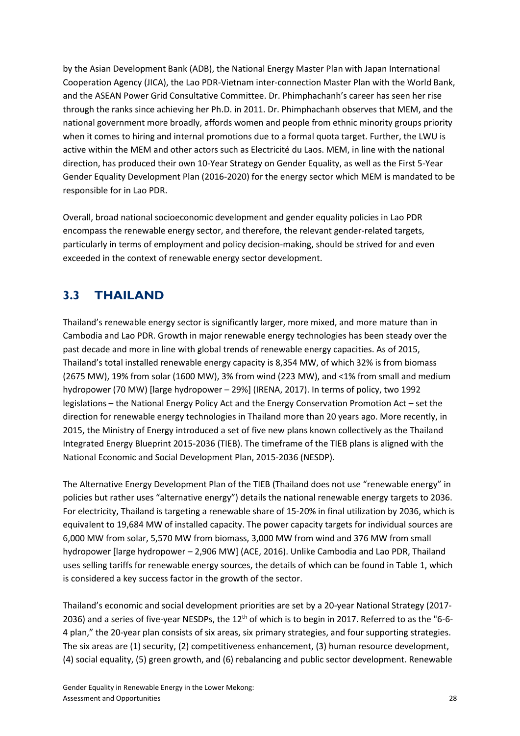by the Asian Development Bank (ADB), the National Energy Master Plan with Japan International Cooperation Agency (JICA), the Lao PDR-Vietnam inter-connection Master Plan with the World Bank, and the ASEAN Power Grid Consultative Committee. Dr. Phimphachanh's career has seen her rise through the ranks since achieving her Ph.D. in 2011. Dr. Phimphachanh observes that MEM, and the national government more broadly, affords women and people from ethnic minority groups priority when it comes to hiring and internal promotions due to a formal quota target. Further, the LWU is active within the MEM and other actors such as Electricité du Laos. MEM, in line with the national direction, has produced their own 10-Year Strategy on Gender Equality, as well as the First 5-Year Gender Equality Development Plan (2016-2020) for the energy sector which MEM is mandated to be responsible for in Lao PDR.

Overall, broad national socioeconomic development and gender equality policies in Lao PDR encompass the renewable energy sector, and therefore, the relevant gender-related targets, particularly in terms of employment and policy decision-making, should be strived for and even exceeded in the context of renewable energy sector development.

## 3.3 THAILAND

Thailand's renewable energy sector is significantly larger, more mixed, and more mature than in Cambodia and Lao PDR. Growth in major renewable energy technologies has been steady over the past decade and more in line with global trends of renewable energy capacities. As of 2015, Thailand's total installed renewable energy capacity is 8,354 MW, of which 32% is from biomass (2675 MW), 19% from solar (1600 MW), 3% from wind (223 MW), and <1% from small and medium hydropower (70 MW) [large hydropower – 29%] (IRENA, 2017). In terms of policy, two 1992 legislations – the National Energy Policy Act and the Energy Conservation Promotion Act – set the direction for renewable energy technologies in Thailand more than 20 years ago. More recently, in 2015, the Ministry of Energy introduced a set of five new plans known collectively as the Thailand Integrated Energy Blueprint 2015-2036 (TIEB). The timeframe of the TIEB plans is aligned with the National Economic and Social Development Plan, 2015-2036 (NESDP).

The Alternative Energy Development Plan of the TIEB (Thailand does not use "renewable energy" in policies but rather uses "alternative energy") details the national renewable energy targets to 2036. For electricity, Thailand is targeting a renewable share of 15-20% in final utilization by 2036, which is equivalent to 19,684 MW of installed capacity. The power capacity targets for individual sources are 6,000 MW from solar, 5,570 MW from biomass, 3,000 MW from wind and 376 MW from small hydropower [large hydropower – 2,906 MW] (ACE, 2016). Unlike Cambodia and Lao PDR, Thailand uses selling tariffs for renewable energy sources, the details of which can be found in Table 1, which is considered a key success factor in the growth of the sector.

Thailand's economic and social development priorities are set by a 20-year National Strategy (2017-2036) and a series of five-year NESDPs, the 12th of which is to begin in 2017. Referred to as the "6-6-4 plan," the 20-year plan consists of six areas, six primary strategies, and four supporting strategies. The six areas are (1) security, (2) competitiveness enhancement, (3) human resource development, (4) social equality, (5) green growth, and (6) rebalancing and public sector development. Renewable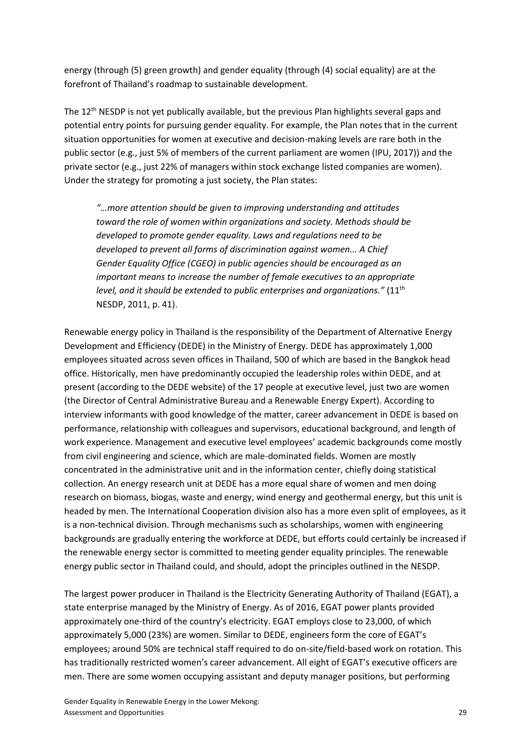energy (through (5) green growth) and gender equality (through (4) social equality) are at the forefront of Thailand's roadmap to sustainable development.

The 12th NESDP is not yet publically available, but the previous Plan highlights several gaps and potential entry points for pursuing gender equality. For example, the Plan notes that in the current situation opportunities for women at executive and decision-making levels are rare both in the public sector (e.g., just 5% of members of the current parliament are women (IPU, 2017)) and the private sector (e.g., just 22% of managers within stock exchange listed companies are women). Under the strategy for promoting a just society, the Plan states:

> *"…more attention should be given to improving understanding and attitudes toward the role of women within organizations and society. Methods should be developed to promote gender equality. Laws and regulations need to be developed to prevent all forms of discrimination against women... A Chief Gender Equality Office (CGEO) in public agencies should be encouraged as an important means to increase the number of female executives to an appropriate level, and it should be extended to public enterprises and organizations."* (11th NESDP, 2011, p. 41).

Renewable energy policy in Thailand is the responsibility of the Department of Alternative Energy Development and Efficiency (DEDE) in the Ministry of Energy. DEDE has approximately 1,000 employees situated across seven offices in Thailand, 500 of which are based in the Bangkok head office. Historically, men have predominantly occupied the leadership roles within DEDE, and at present (according to the DEDE website) of the 17 people at executive level, just two are women (the Director of Central Administrative Bureau and a Renewable Energy Expert). According to interview informants with good knowledge of the matter, career advancement in DEDE is based on performance, relationship with colleagues and supervisors, educational background, and length of work experience. Management and executive level employees' academic backgrounds come mostly from civil engineering and science, which are male-dominated fields. Women are mostly concentrated in the administrative unit and in the information center, chiefly doing statistical collection. An energy research unit at DEDE has a more equal share of women and men doing research on biomass, biogas, waste and energy, wind energy and geothermal energy, but this unit is headed by men. The International Cooperation division also has a more even split of employees, as it is a non-technical division. Through mechanisms such as scholarships, women with engineering backgrounds are gradually entering the workforce at DEDE, but efforts could certainly be increased if the renewable energy sector is committed to meeting gender equality principles. The renewable energy public sector in Thailand could, and should, adopt the principles outlined in the NESDP.

The largest power producer in Thailand is the Electricity Generating Authority of Thailand (EGAT), a state enterprise managed by the Ministry of Energy. As of 2016, EGAT power plants provided approximately one-third of the country's electricity. EGAT employs close to 23,000, of which approximately 5,000 (23%) are women. Similar to DEDE, engineers form the core of EGAT's employees; around 50% are technical staff required to do on-site/field-based work on rotation. This has traditionally restricted women's career advancement. All eight of EGAT's executive officers are men. There are some women occupying assistant and deputy manager positions, but performing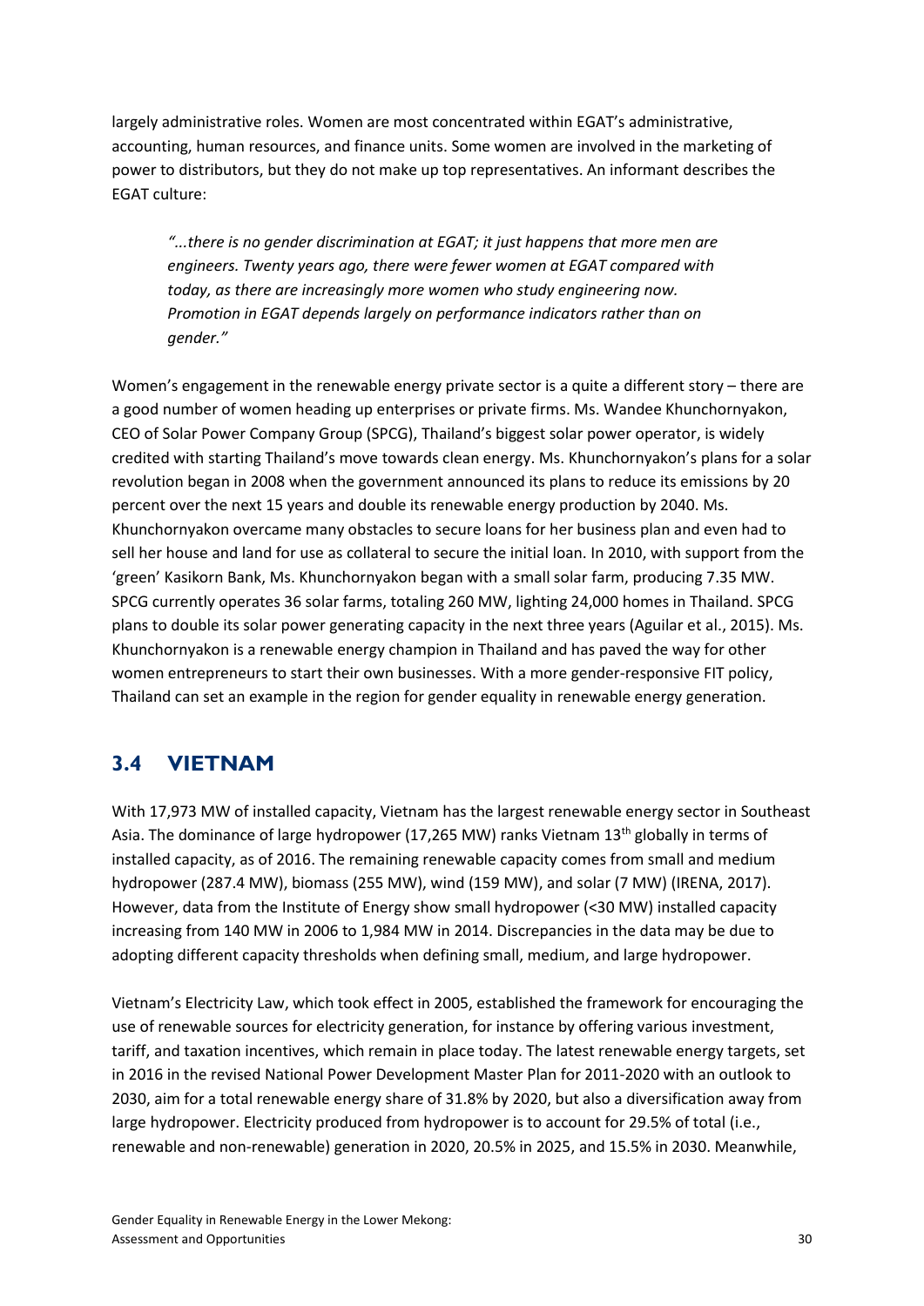largely administrative roles. Women are most concentrated within EGAT's administrative, accounting, human resources, and finance units. Some women are involved in the marketing of power to distributors, but they do not make up top representatives. An informant describes the EGAT culture:

> *"...there is no gender discrimination at EGAT; it just happens that more men are engineers. Twenty years ago, there were fewer women at EGAT compared with today, as there are increasingly more women who study engineering now. Promotion in EGAT depends largely on performance indicators rather than on gender."*

Women's engagement in the renewable energy private sector is a quite a different story – there are a good number of women heading up enterprises or private firms. Ms. Wandee Khunchornyakon, CEO of Solar Power Company Group (SPCG), Thailand's biggest solar power operator, is widely credited with starting Thailand's move towards clean energy. Ms. Khunchornyakon's plans for a solar revolution began in 2008 when the government announced its plans to reduce its emissions by 20 percent over the next 15 years and double its renewable energy production by 2040. Ms. Khunchornyakon overcame many obstacles to secure loans for her business plan and even had to sell her house and land for use as collateral to secure the initial loan. In 2010, with support from the 'green' Kasikorn Bank, Ms. Khunchornyakon began with a small solar farm, producing 7.35 MW. SPCG currently operates 36 solar farms, totaling 260 MW, lighting 24,000 homes in Thailand. SPCG plans to double its solar power generating capacity in the next three years (Aguilar et al., 2015). Ms. Khunchornyakon is a renewable energy champion in Thailand and has paved the way for other women entrepreneurs to start their own businesses. With a more gender-responsive FIT policy, Thailand can set an example in the region for gender equality in renewable energy generation.

## 3.4 VIETNAM

With 17,973 MW of installed capacity, Vietnam has the largest renewable energy sector in Southeast Asia. The dominance of large hydropower (17,265 MW) ranks Vietnam 13th globally in terms of installed capacity, as of 2016. The remaining renewable capacity comes from small and medium hydropower (287.4 MW), biomass (255 MW), wind (159 MW), and solar (7 MW) (IRENA, 2017). However, data from the Institute of Energy show small hydropower (<30 MW) installed capacity increasing from 140 MW in 2006 to 1,984 MW in 2014. Discrepancies in the data may be due to adopting different capacity thresholds when defining small, medium, and large hydropower.

Vietnam's Electricity Law, which took effect in 2005, established the framework for encouraging the use of renewable sources for electricity generation, for instance by offering various investment, tariff, and taxation incentives, which remain in place today. The latest renewable energy targets, set in 2016 in the revised National Power Development Master Plan for 2011-2020 with an outlook to 2030, aim for a total renewable energy share of 31.8% by 2020, but also a diversification away from large hydropower. Electricity produced from hydropower is to account for 29.5% of total (i.e., renewable and non-renewable) generation in 2020, 20.5% in 2025, and 15.5% in 2030. Meanwhile,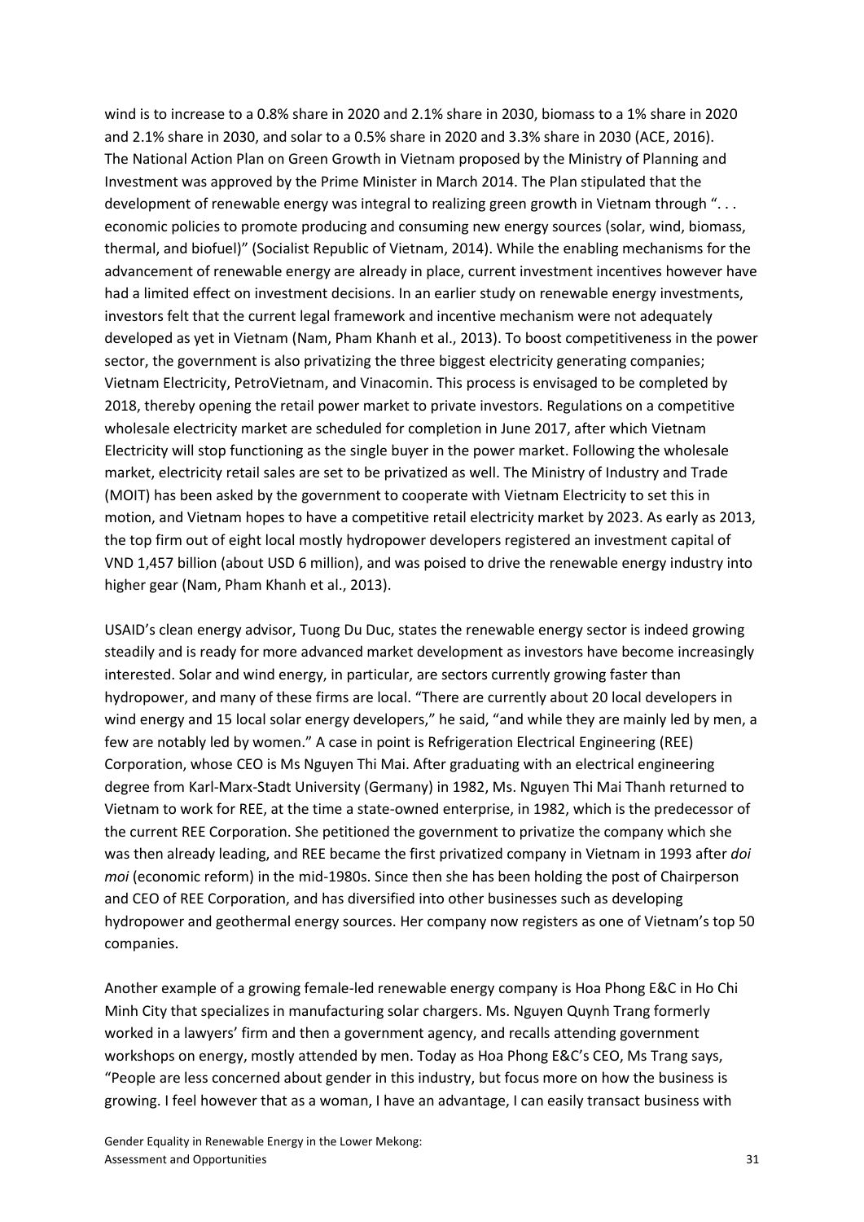wind is to increase to a 0.8% share in 2020 and 2.1% share in 2030, biomass to a 1% share in 2020 and 2.1% share in 2030, and solar to a 0.5% share in 2020 and 3.3% share in 2030 (ACE, 2016). The National Action Plan on Green Growth in Vietnam proposed by the Ministry of Planning and Investment was approved by the Prime Minister in March 2014. The Plan stipulated that the development of renewable energy was integral to realizing green growth in Vietnam through ". . . economic policies to promote producing and consuming new energy sources (solar, wind, biomass, thermal, and biofuel)" (Socialist Republic of Vietnam, 2014). While the enabling mechanisms for the advancement of renewable energy are already in place, current investment incentives however have had a limited effect on investment decisions. In an earlier study on renewable energy investments, investors felt that the current legal framework and incentive mechanism were not adequately developed as yet in Vietnam (Nam, Pham Khanh et al., 2013). To boost competitiveness in the power sector, the government is also privatizing the three biggest electricity generating companies; Vietnam Electricity, PetroVietnam, and Vinacomin. This process is envisaged to be completed by 2018, thereby opening the retail power market to private investors. Regulations on a competitive wholesale electricity market are scheduled for completion in June 2017, after which Vietnam Electricity will stop functioning as the single buyer in the power market. Following the wholesale market, electricity retail sales are set to be privatized as well. The Ministry of Industry and Trade (MOIT) has been asked by the government to cooperate with Vietnam Electricity to set this in motion, and Vietnam hopes to have a competitive retail electricity market by 2023. As early as 2013, the top firm out of eight local mostly hydropower developers registered an investment capital of VND 1,457 billion (about USD 6 million), and was poised to drive the renewable energy industry into higher gear (Nam, Pham Khanh et al., 2013).

USAID's clean energy advisor, Tuong Du Duc, states the renewable energy sector is indeed growing steadily and is ready for more advanced market development as investors have become increasingly interested. Solar and wind energy, in particular, are sectors currently growing faster than hydropower, and many of these firms are local. "There are currently about 20 local developers in wind energy and 15 local solar energy developers," he said, "and while they are mainly led by men, a few are notably led by women." A case in point is Refrigeration Electrical Engineering (REE) Corporation, whose CEO is Ms Nguyen Thi Mai. After graduating with an electrical engineering degree from Karl-Marx-Stadt University (Germany) in 1982, Ms. Nguyen Thi Mai Thanh returned to Vietnam to work for REE, at the time a state-owned enterprise, in 1982, which is the predecessor of the current REE Corporation. She petitioned the government to privatize the company which she was then already leading, and REE became the first privatized company in Vietnam in 1993 after *doi moi* (economic reform) in the mid-1980s. Since then she has been holding the post of Chairperson and CEO of REE Corporation, and has diversified into other businesses such as developing hydropower and geothermal energy sources. Her company now registers as one of Vietnam's top 50 companies.

Another example of a growing female-led renewable energy company is Hoa Phong E&C in Ho Chi Minh City that specializes in manufacturing solar chargers. Ms. Nguyen Quynh Trang formerly worked in a lawyers' firm and then a government agency, and recalls attending government workshops on energy, mostly attended by men. Today as Hoa Phong E&C's CEO, Ms Trang says, "People are less concerned about gender in this industry, but focus more on how the business is growing. I feel however that as a woman, I have an advantage, I can easily transact business with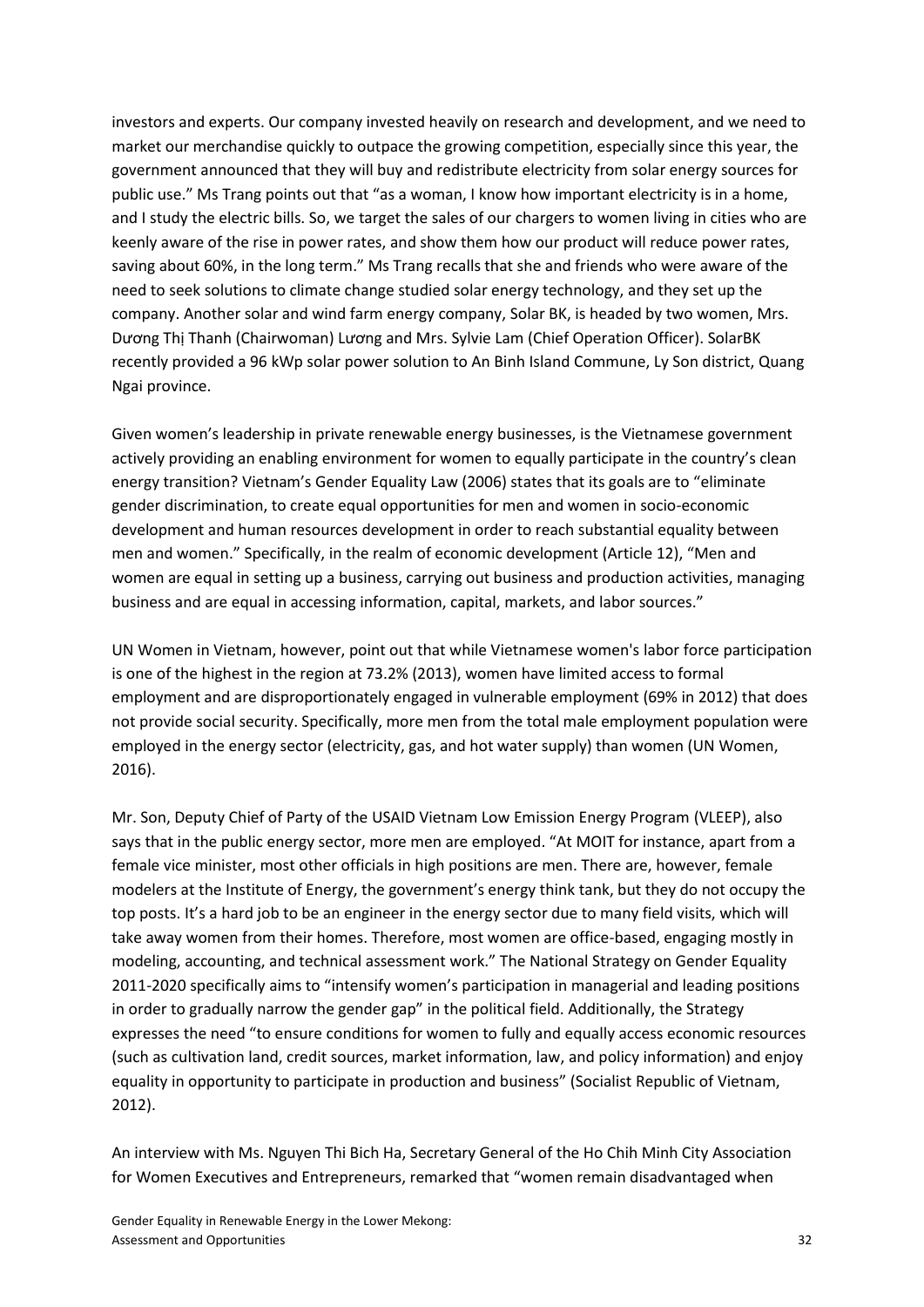investors and experts. Our company invested heavily on research and development, and we need to market our merchandise quickly to outpace the growing competition, especially since this year, the government announced that they will buy and redistribute electricity from solar energy sources for public use." Ms Trang points out that "as a woman, I know how important electricity is in a home, and I study the electric bills. So, we target the sales of our chargers to women living in cities who are keenly aware of the rise in power rates, and show them how our product will reduce power rates, saving about 60%, in the long term." Ms Trang recalls that she and friends who were aware of the need to seek solutions to climate change studied solar energy technology, and they set up the company. Another solar and wind farm energy company, Solar BK, is headed by two women, Mrs. Dương Thị Thanh (Chairwoman) Lương and Mrs. Sylvie Lam (Chief Operation Officer). SolarBK recently provided a 96 kWp solar power solution to An Binh Island Commune, Ly Son district, Quang Ngai province.

Given women's leadership in private renewable energy businesses, is the Vietnamese government actively providing an enabling environment for women to equally participate in the country's clean energy transition? Vietnam's Gender Equality Law (2006) states that its goals are to "eliminate gender discrimination, to create equal opportunities for men and women in socio-economic development and human resources development in order to reach substantial equality between men and women." Specifically, in the realm of economic development (Article 12), "Men and women are equal in setting up a business, carrying out business and production activities, managing business and are equal in accessing information, capital, markets, and labor sources."

UN Women in Vietnam, however, point out that while Vietnamese women's labor force participation is one of the highest in the region at 73.2% (2013), women have limited access to formal employment and are disproportionately engaged in vulnerable employment (69% in 2012) that does not provide social security. Specifically, more men from the total male employment population were employed in the energy sector (electricity, gas, and hot water supply) than women (UN Women, 2016).

Mr. Son, Deputy Chief of Party of the USAID Vietnam Low Emission Energy Program (VLEEP), also says that in the public energy sector, more men are employed. "At MOIT for instance, apart from a female vice minister, most other officials in high positions are men. There are, however, female modelers at the Institute of Energy, the government's energy think tank, but they do not occupy the top posts. It's a hard job to be an engineer in the energy sector due to many field visits, which will take away women from their homes. Therefore, most women are office-based, engaging mostly in modeling, accounting, and technical assessment work." The National Strategy on Gender Equality 2011-2020 specifically aims to "intensify women's participation in managerial and leading positions in order to gradually narrow the gender gap" in the political field. Additionally, the Strategy expresses the need "to ensure conditions for women to fully and equally access economic resources (such as cultivation land, credit sources, market information, law, and policy information) and enjoy equality in opportunity to participate in production and business" (Socialist Republic of Vietnam, 2012).

An interview with Ms. Nguyen Thi Bich Ha, Secretary General of the Ho Chih Minh City Association for Women Executives and Entrepreneurs, remarked that "women remain disadvantaged when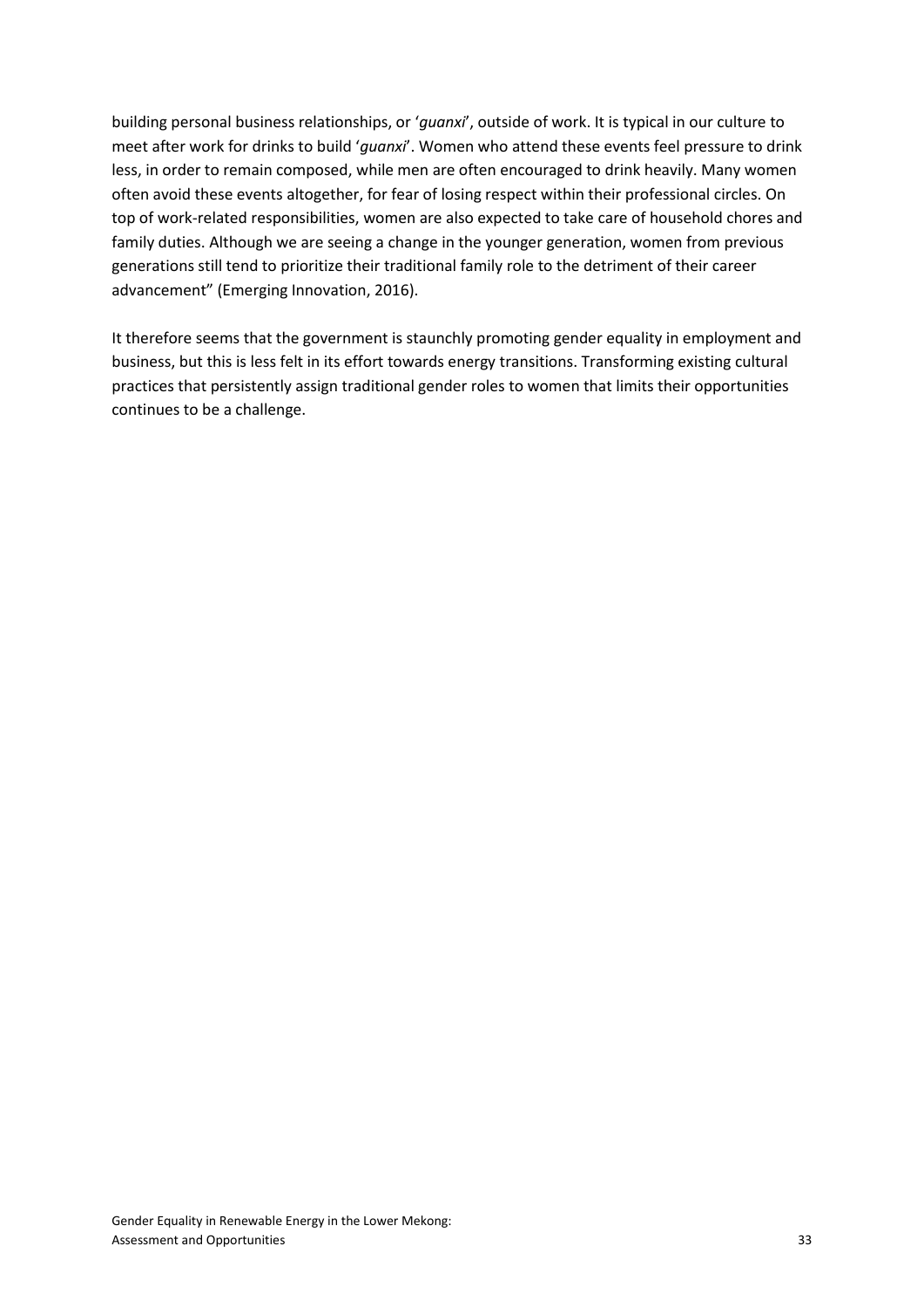building personal business relationships, or '*guanxi*', outside of work. It is typical in our culture to meet after work for drinks to build '*guanxi*'. Women who attend these events feel pressure to drink less, in order to remain composed, while men are often encouraged to drink heavily. Many women often avoid these events altogether, for fear of losing respect within their professional circles. On top of work-related responsibilities, women are also expected to take care of household chores and family duties. Although we are seeing a change in the younger generation, women from previous generations still tend to prioritize their traditional family role to the detriment of their career advancement" (Emerging Innovation, 2016).

It therefore seems that the government is staunchly promoting gender equality in employment and business, but this is less felt in its effort towards energy transitions. Transforming existing cultural practices that persistently assign traditional gender roles to women that limits their opportunities continues to be a challenge.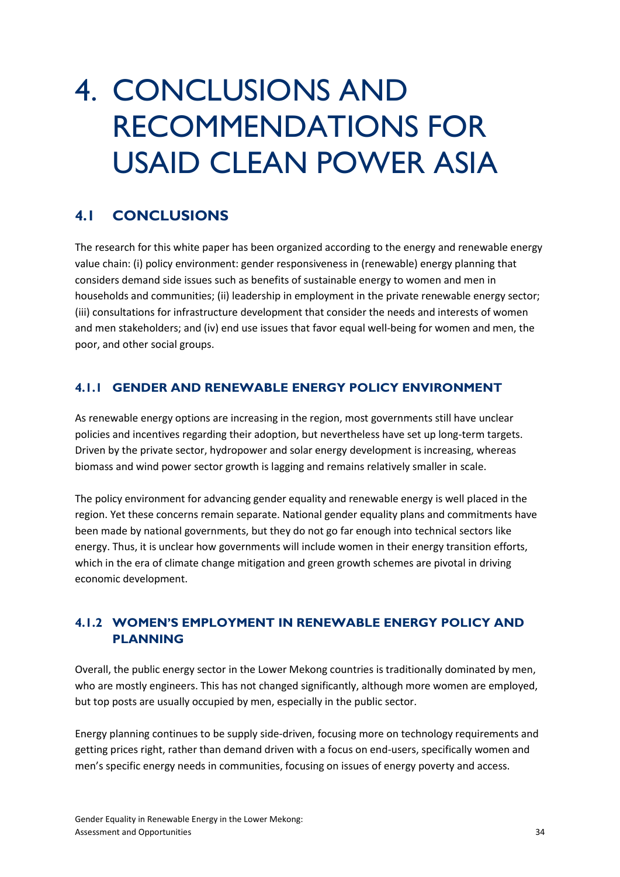# 4. CONCLUSIONS AND RECOMMENDATIONS FOR USAID CLEAN POWER ASIA

## 4.1 CONCLUSIONS

The research for this white paper has been organized according to the energy and renewable energy value chain: (i) policy environment: gender responsiveness in (renewable) energy planning that considers demand side issues such as benefits of sustainable energy to women and men in households and communities; (ii) leadership in employment in the private renewable energy sector; (iii) consultations for infrastructure development that consider the needs and interests of women and men stakeholders; and (iv) end use issues that favor equal well-being for women and men, the poor, and other social groups.

### 4.1.1 GENDER AND RENEWABLE ENERGY POLICY ENVIRONMENT

As renewable energy options are increasing in the region, most governments still have unclear policies and incentives regarding their adoption, but nevertheless have set up long-term targets. Driven by the private sector, hydropower and solar energy development is increasing, whereas biomass and wind power sector growth is lagging and remains relatively smaller in scale.

The policy environment for advancing gender equality and renewable energy is well placed in the region. Yet these concerns remain separate. National gender equality plans and commitments have been made by national governments, but they do not go far enough into technical sectors like energy. Thus, it is unclear how governments will include women in their energy transition efforts, which in the era of climate change mitigation and green growth schemes are pivotal in driving economic development.

### 4.1.2 WOMEN'S EMPLOYMENT IN RENEWABLE ENERGY POLICY AND PLANNING

Overall, the public energy sector in the Lower Mekong countries is traditionally dominated by men, who are mostly engineers. This has not changed significantly, although more women are employed, but top posts are usually occupied by men, especially in the public sector.

Energy planning continues to be supply side-driven, focusing more on technology requirements and getting prices right, rather than demand driven with a focus on end-users, specifically women and men's specific energy needs in communities, focusing on issues of energy poverty and access.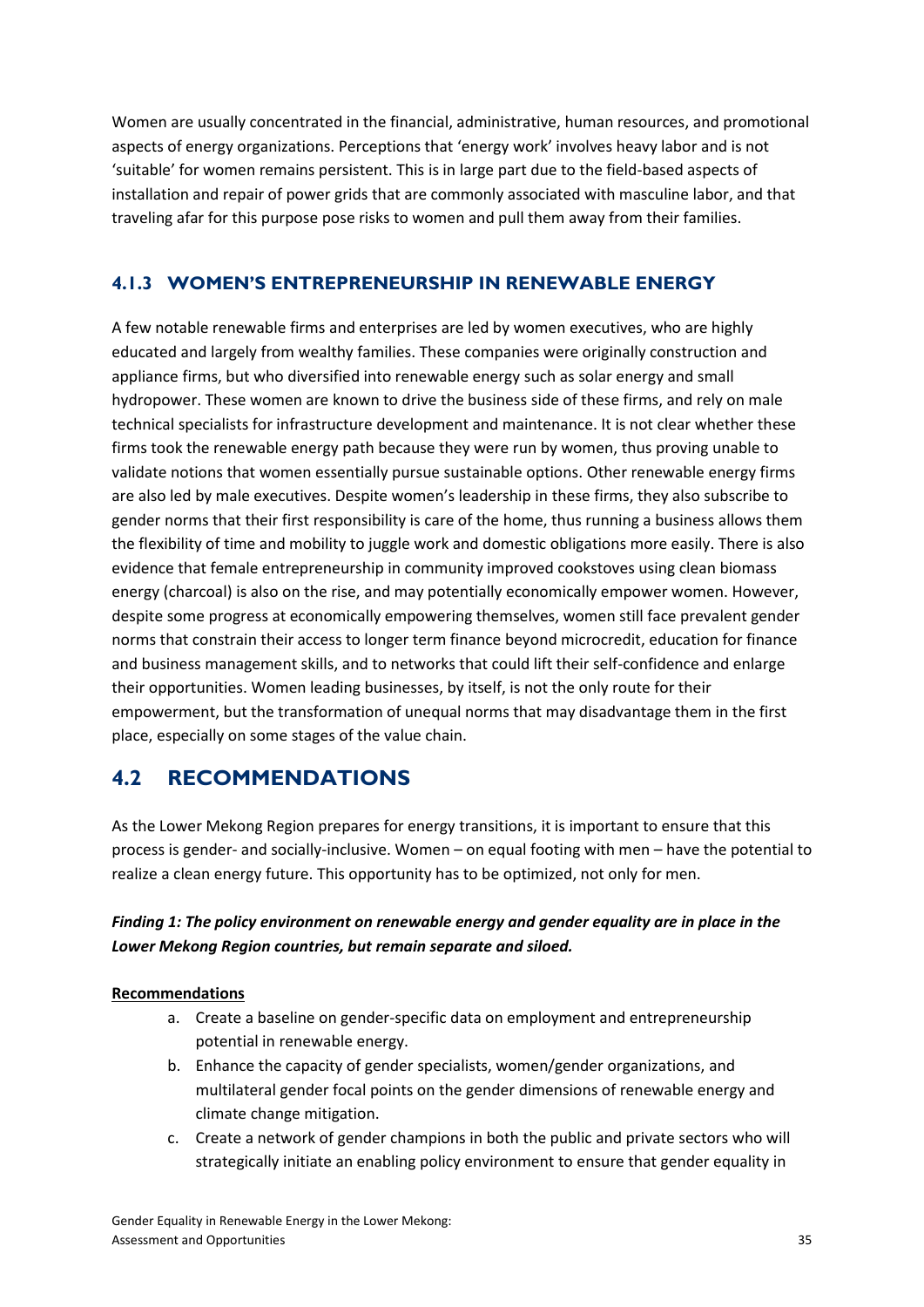Women are usually concentrated in the financial, administrative, human resources, and promotional aspects of energy organizations. Perceptions that 'energy work' involves heavy labor and is not 'suitable' for women remains persistent. This is in large part due to the field-based aspects of installation and repair of power grids that are commonly associated with masculine labor, and that traveling afar for this purpose pose risks to women and pull them away from their families.

### 4.1.3 WOMEN'S ENTREPRENEURSHIP IN RENEWABLE ENERGY

A few notable renewable firms and enterprises are led by women executives, who are highly educated and largely from wealthy families. These companies were originally construction and appliance firms, but who diversified into renewable energy such as solar energy and small hydropower. These women are known to drive the business side of these firms, and rely on male technical specialists for infrastructure development and maintenance. It is not clear whether these firms took the renewable energy path because they were run by women, thus proving unable to validate notions that women essentially pursue sustainable options. Other renewable energy firms are also led by male executives. Despite women's leadership in these firms, they also subscribe to gender norms that their first responsibility is care of the home, thus running a business allows them the flexibility of time and mobility to juggle work and domestic obligations more easily. There is also evidence that female entrepreneurship in community improved cookstoves using clean biomass energy (charcoal) is also on the rise, and may potentially economically empower women. However, despite some progress at economically empowering themselves, women still face prevalent gender norms that constrain their access to longer term finance beyond microcredit, education for finance and business management skills, and to networks that could lift their self-confidence and enlarge their opportunities. Women leading businesses, by itself, is not the only route for their empowerment, but the transformation of unequal norms that may disadvantage them in the first place, especially on some stages of the value chain.

## 4.2 RECOMMENDATIONS

As the Lower Mekong Region prepares for energy transitions, it is important to ensure that this process is gender- and socially-inclusive. Women – on equal footing with men – have the potential to realize a clean energy future. This opportunity has to be optimized, not only for men.

***Finding 1: The policy environment on renewable energy and gender equality are in place in the Lower Mekong Region countries, but remain separate and siloed.***

**Recommendations**

a. Create a baseline on gender-specific data on employment and entrepreneurship potential in renewable energy.
b. Enhance the capacity of gender specialists, women/gender organizations, and multilateral gender focal points on the gender dimensions of renewable energy and climate change mitigation.
c. Create a network of gender champions in both the public and private sectors who will strategically initiate an enabling policy environment to ensure that gender equality in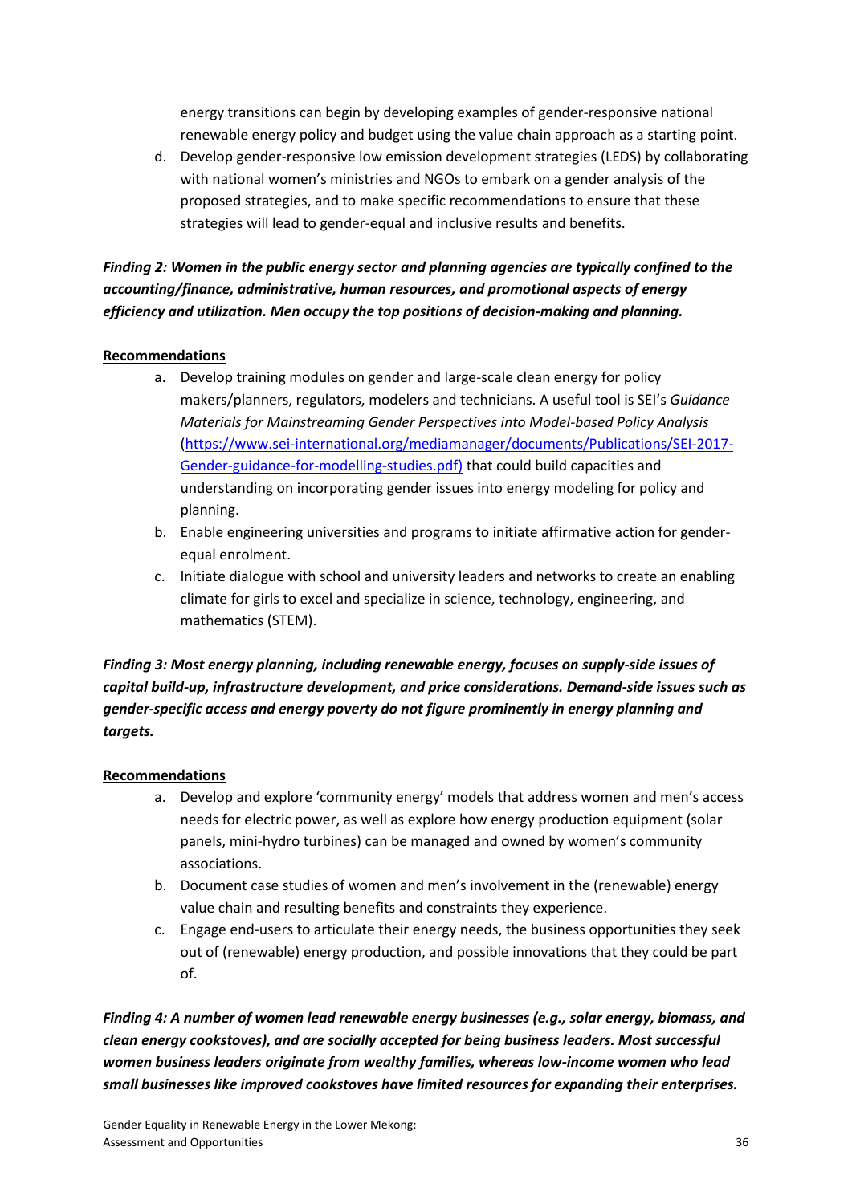energy transitions can begin by developing examples of gender-responsive national renewable energy policy and budget using the value chain approach as a starting point.

d. Develop gender-responsive low emission development strategies (LEDS) by collaborating with national women's ministries and NGOs to embark on a gender analysis of the proposed strategies, and to make specific recommendations to ensure that these strategies will lead to gender-equal and inclusive results and benefits.

***Finding 2: Women in the public energy sector and planning agencies are typically confined to the accounting/finance, administrative, human resources, and promotional aspects of energy efficiency and utilization. Men occupy the top positions of decision-making and planning.***

**Recommendations**

a. Develop training modules on gender and large-scale clean energy for policy makers/planners, regulators, modelers and technicians. A useful tool is SEI's *Guidance Materials for Mainstreaming Gender Perspectives into Model-based Policy Analysis* (https://www.sei-international.org/mediamanager/documents/Publications/SEI-2017-Gender-guidance-for-modelling-studies.pdf) that could build capacities and understanding on incorporating gender issues into energy modeling for policy and planning.
b. Enable engineering universities and programs to initiate affirmative action for gender-equal enrolment.
c. Initiate dialogue with school and university leaders and networks to create an enabling climate for girls to excel and specialize in science, technology, engineering, and mathematics (STEM).

***Finding 3: Most energy planning, including renewable energy, focuses on supply-side issues of capital build-up, infrastructure development, and price considerations. Demand-side issues such as gender-specific access and energy poverty do not figure prominently in energy planning and targets.***

**Recommendations**

a. Develop and explore 'community energy' models that address women and men's access needs for electric power, as well as explore how energy production equipment (solar panels, mini-hydro turbines) can be managed and owned by women's community associations.
b. Document case studies of women and men's involvement in the (renewable) energy value chain and resulting benefits and constraints they experience.
c. Engage end-users to articulate their energy needs, the business opportunities they seek out of (renewable) energy production, and possible innovations that they could be part of.

***Finding 4: A number of women lead renewable energy businesses (e.g., solar energy, biomass, and clean energy cookstoves), and are socially accepted for being business leaders. Most successful women business leaders originate from wealthy families, whereas low-income women who lead small businesses like improved cookstoves have limited resources for expanding their enterprises.***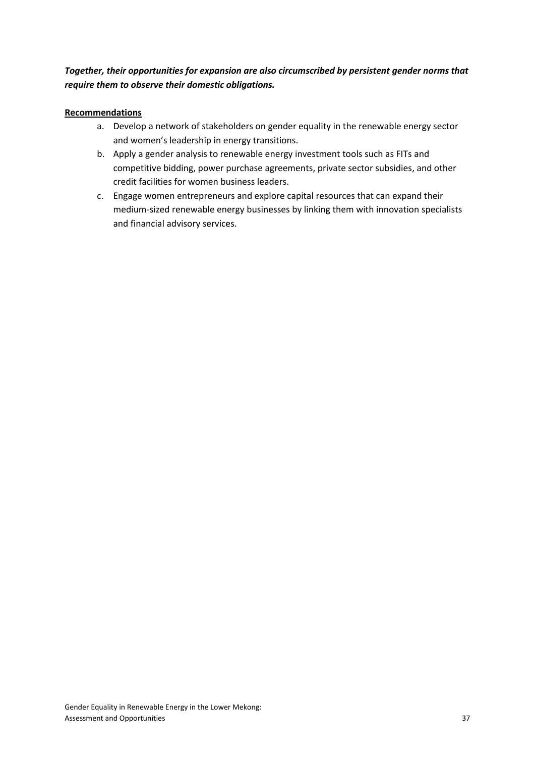***Together, their opportunities for expansion are also circumscribed by persistent gender norms that require them to observe their domestic obligations.***

**Recommendations**

a. Develop a network of stakeholders on gender equality in the renewable energy sector and women's leadership in energy transitions.

b. Apply a gender analysis to renewable energy investment tools such as FITs and competitive bidding, power purchase agreements, private sector subsidies, and other credit facilities for women business leaders.

c. Engage women entrepreneurs and explore capital resources that can expand their medium-sized renewable energy businesses by linking them with innovation specialists and financial advisory services.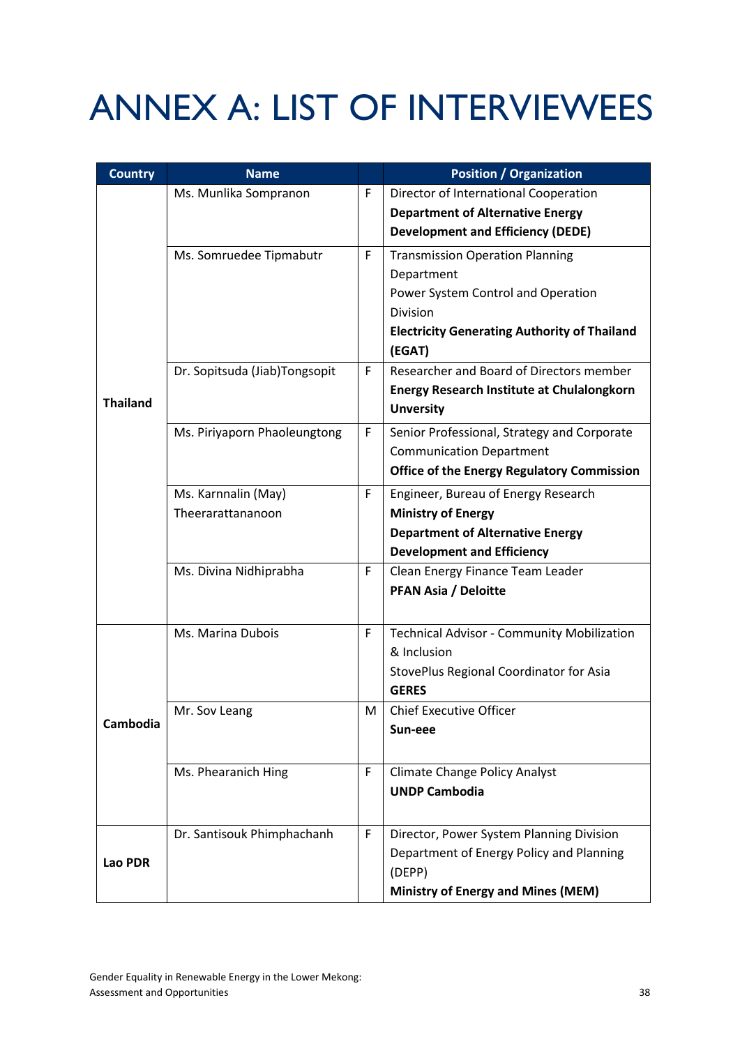# ANNEX A: LIST OF INTERVIEWEES

| Country | Name | | Position / Organization |
|---|---|---|---|
| Thailand | Ms. Munlika Sompranon | F | Director of International Cooperation **Department of Alternative Energy Development and Efficiency (DEDE)** |
| | Ms. Somruedee Tipmabutr | F | Transmission Operation Planning Department Power System Control and Operation Division **Electricity Generating Authority of Thailand (EGAT)** |
| | Dr. Sopitsuda (Jiab)Tongsopit | F | Researcher and Board of Directors member **Energy Research Institute at Chulalongkorn Unversity** |
| | Ms. Piriyaporn Phaoleungtong | F | Senior Professional, Strategy and Corporate Communication Department **Office of the Energy Regulatory Commission** |
| | Ms. Karnnalin (May) Theerarattananoon | F | Engineer, Bureau of Energy Research **Ministry of Energy** **Department of Alternative Energy Development and Efficiency** |
| | Ms. Divina Nidhiprabha | F | Clean Energy Finance Team Leader **PFAN Asia / Deloitte** |
| Cambodia | Ms. Marina Dubois | F | Technical Advisor - Community Mobilization & Inclusion StovePlus Regional Coordinator for Asia **GERES** |
| | Mr. Sov Leang | M | Chief Executive Officer **Sun-eee** |
| | Ms. Phearanich Hing | F | Climate Change Policy Analyst **UNDP Cambodia** |
| Lao PDR | Dr. Santisouk Phimphachanh | F | Director, Power System Planning Division Department of Energy Policy and Planning (DEPP) **Ministry of Energy and Mines (MEM)** |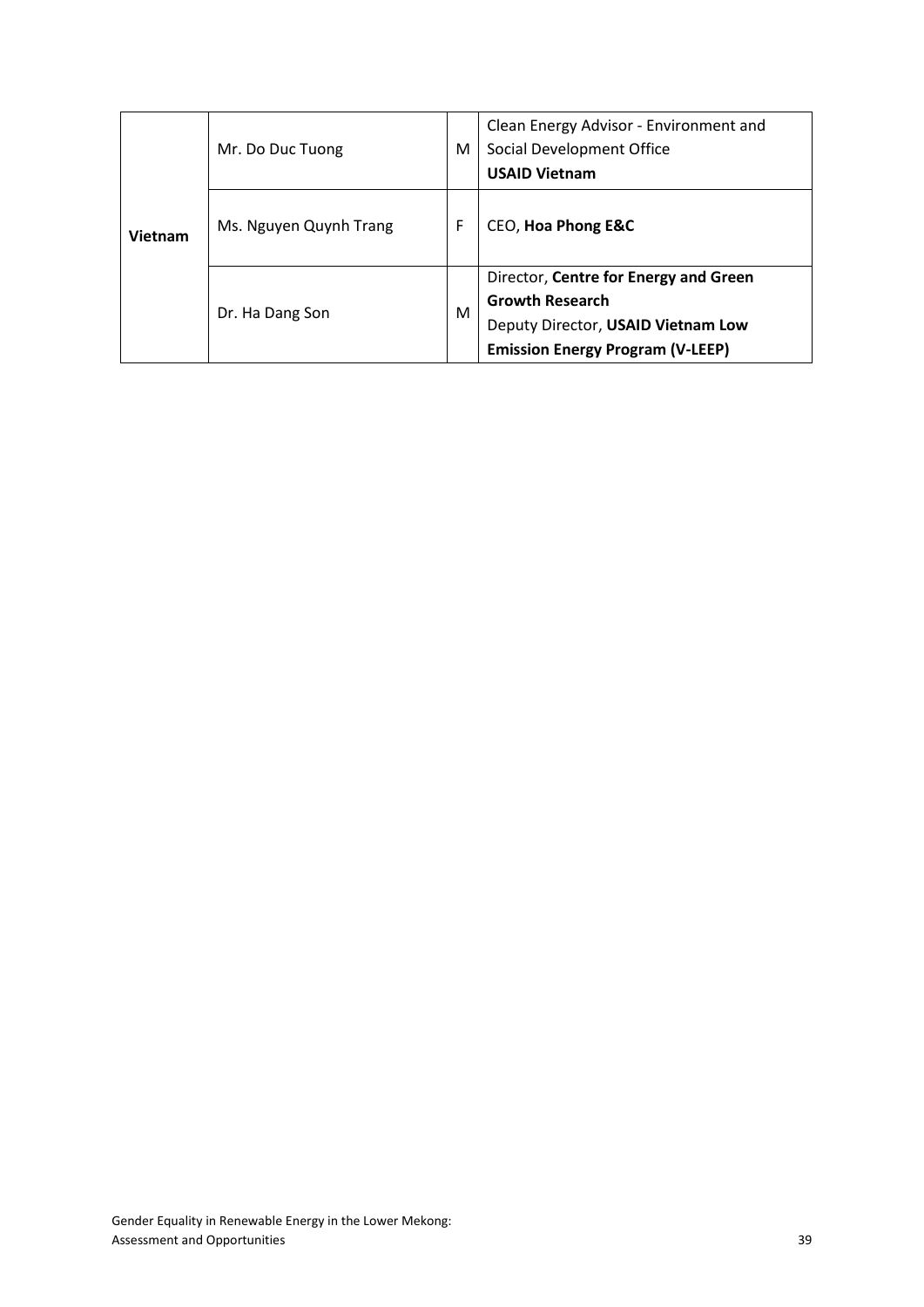| | | | |
|---|---|---|---|
| **Vietnam** | Mr. Do Duc Tuong | M | Clean Energy Advisor - Environment and Social Development Office **USAID Vietnam** |
| | Ms. Nguyen Quynh Trang | F | CEO, **Hoa Phong E&C** |
| | Dr. Ha Dang Son | M | Director, **Centre for Energy and Green Growth Research** Deputy Director, **USAID Vietnam Low Emission Energy Program (V-LEEP)** |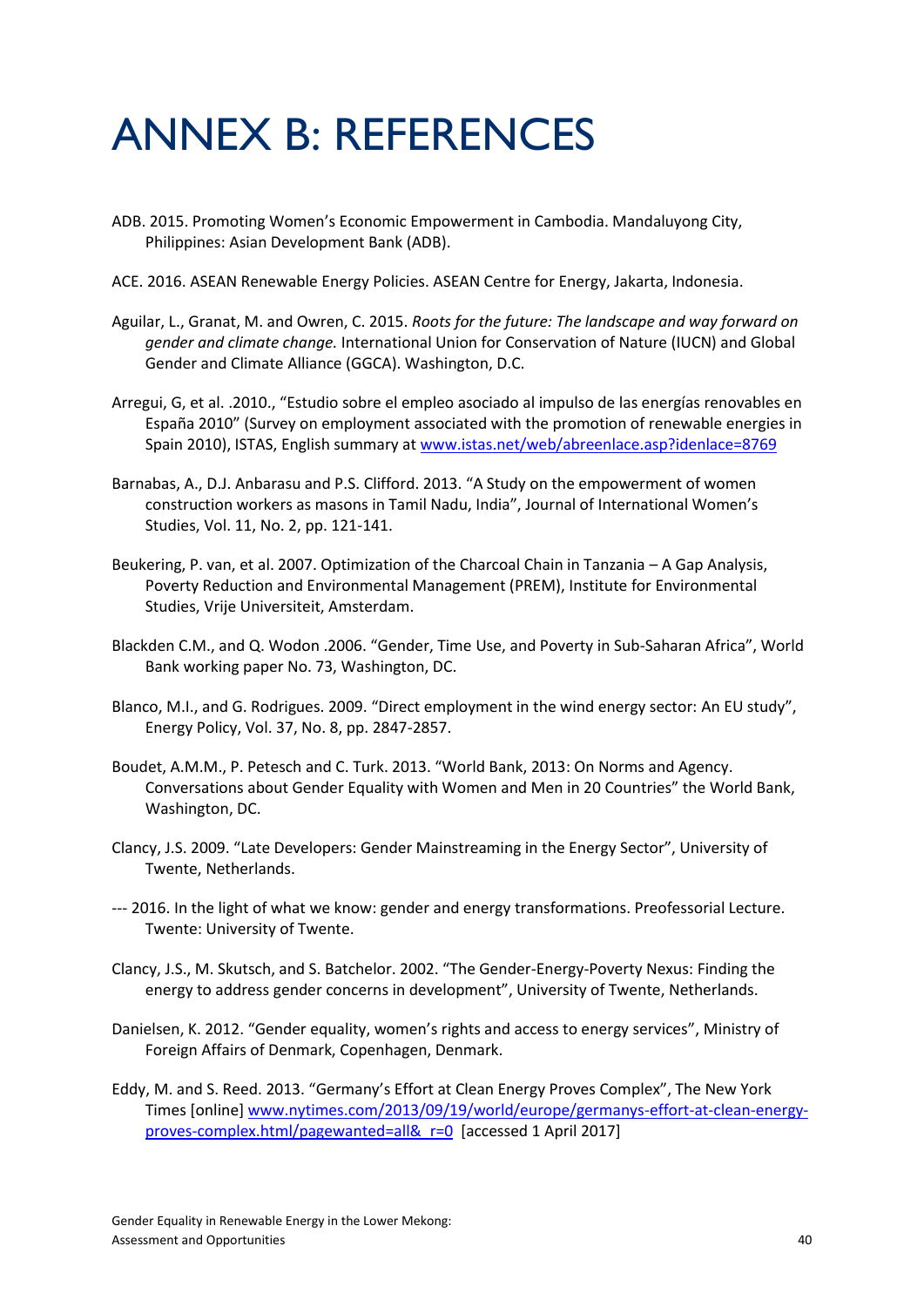# ANNEX B: REFERENCES

ADB. 2015. Promoting Women's Economic Empowerment in Cambodia. Mandaluyong City, Philippines: Asian Development Bank (ADB).

ACE. 2016. ASEAN Renewable Energy Policies. ASEAN Centre for Energy, Jakarta, Indonesia.

Aguilar, L., Granat, M. and Owren, C. 2015. *Roots for the future: The landscape and way forward on gender and climate change.* International Union for Conservation of Nature (IUCN) and Global Gender and Climate Alliance (GGCA). Washington, D.C.

Arregui, G, et al. .2010., "Estudio sobre el empleo asociado al impulso de las energías renovables en España 2010" (Survey on employment associated with the promotion of renewable energies in Spain 2010), ISTAS, English summary at www.istas.net/web/abreenlace.asp?idenlace=8769

Barnabas, A., D.J. Anbarasu and P.S. Clifford. 2013. "A Study on the empowerment of women construction workers as masons in Tamil Nadu, India", Journal of International Women's Studies, Vol. 11, No. 2, pp. 121-141.

Beukering, P. van, et al. 2007. Optimization of the Charcoal Chain in Tanzania – A Gap Analysis, Poverty Reduction and Environmental Management (PREM), Institute for Environmental Studies, Vrije Universiteit, Amsterdam.

Blackden C.M., and Q. Wodon .2006. "Gender, Time Use, and Poverty in Sub-Saharan Africa", World Bank working paper No. 73, Washington, DC.

Blanco, M.I., and G. Rodrigues. 2009. "Direct employment in the wind energy sector: An EU study", Energy Policy, Vol. 37, No. 8, pp. 2847-2857.

Boudet, A.M.M., P. Petesch and C. Turk. 2013. "World Bank, 2013: On Norms and Agency. Conversations about Gender Equality with Women and Men in 20 Countries" the World Bank, Washington, DC.

Clancy, J.S. 2009. "Late Developers: Gender Mainstreaming in the Energy Sector", University of Twente, Netherlands.

--- 2016. In the light of what we know: gender and energy transformations. Preofessorial Lecture. Twente: University of Twente.

Clancy, J.S., M. Skutsch, and S. Batchelor. 2002. "The Gender-Energy-Poverty Nexus: Finding the energy to address gender concerns in development", University of Twente, Netherlands.

Danielsen, K. 2012. "Gender equality, women's rights and access to energy services", Ministry of Foreign Affairs of Denmark, Copenhagen, Denmark.

Eddy, M. and S. Reed. 2013. "Germany's Effort at Clean Energy Proves Complex", The New York Times [online] www.nytimes.com/2013/09/19/world/europe/germanys-effort-at-clean-energy-proves-complex.html/pagewanted=all&_r=0 [accessed 1 April 2017]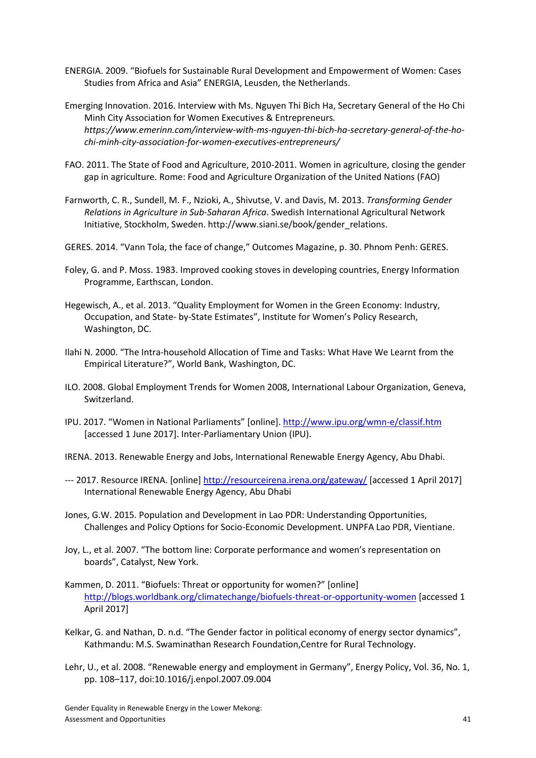ENERGIA. 2009. "Biofuels for Sustainable Rural Development and Empowerment of Women: Cases Studies from Africa and Asia" ENERGIA, Leusden, the Netherlands.

Emerging Innovation. 2016. Interview with Ms. Nguyen Thi Bich Ha, Secretary General of the Ho Chi Minh City Association for Women Executives & Entrepreneurs. *https://www.emerinn.com/interview-with-ms-nguyen-thi-bich-ha-secretary-general-of-the-ho-chi-minh-city-association-for-women-executives-entrepreneurs/*

FAO. 2011. The State of Food and Agriculture, 2010-2011. Women in agriculture, closing the gender gap in agriculture. Rome: Food and Agriculture Organization of the United Nations (FAO)

Farnworth, C. R., Sundell, M. F., Nzioki, A., Shivutse, V. and Davis, M. 2013. *Transforming Gender Relations in Agriculture in Sub-Saharan Africa*. Swedish International Agricultural Network Initiative, Stockholm, Sweden. http://www.siani.se/book/gender_relations.

GERES. 2014. "Vann Tola, the face of change," Outcomes Magazine, p. 30. Phnom Penh: GERES.

Foley, G. and P. Moss. 1983. Improved cooking stoves in developing countries, Energy Information Programme, Earthscan, London.

Hegewisch, A., et al. 2013. "Quality Employment for Women in the Green Economy: Industry, Occupation, and State- by-State Estimates", Institute for Women's Policy Research, Washington, DC.

Ilahi N. 2000. "The Intra-household Allocation of Time and Tasks: What Have We Learnt from the Empirical Literature?", World Bank, Washington, DC.

ILO. 2008. Global Employment Trends for Women 2008, International Labour Organization, Geneva, Switzerland.

IPU. 2017. "Women in National Parliaments" [online]. http://www.ipu.org/wmn-e/classif.htm [accessed 1 June 2017]. Inter-Parliamentary Union (IPU).

IRENA. 2013. Renewable Energy and Jobs, International Renewable Energy Agency, Abu Dhabi.

--- 2017. Resource IRENA. [online] http://resourceirena.irena.org/gateway/ [accessed 1 April 2017] International Renewable Energy Agency, Abu Dhabi

Jones, G.W. 2015. Population and Development in Lao PDR: Understanding Opportunities, Challenges and Policy Options for Socio-Economic Development. UNPFA Lao PDR, Vientiane.

Joy, L., et al. 2007. "The bottom line: Corporate performance and women's representation on boards", Catalyst, New York.

Kammen, D. 2011. "Biofuels: Threat or opportunity for women?" [online] http://blogs.worldbank.org/climatechange/biofuels-threat-or-opportunity-women [accessed 1 April 2017]

Kelkar, G. and Nathan, D. n.d. "The Gender factor in political economy of energy sector dynamics", Kathmandu: M.S. Swaminathan Research Foundation,Centre for Rural Technology.

Lehr, U., et al. 2008. "Renewable energy and employment in Germany", Energy Policy, Vol. 36, No. 1, pp. 108–117, doi:10.1016/j.enpol.2007.09.004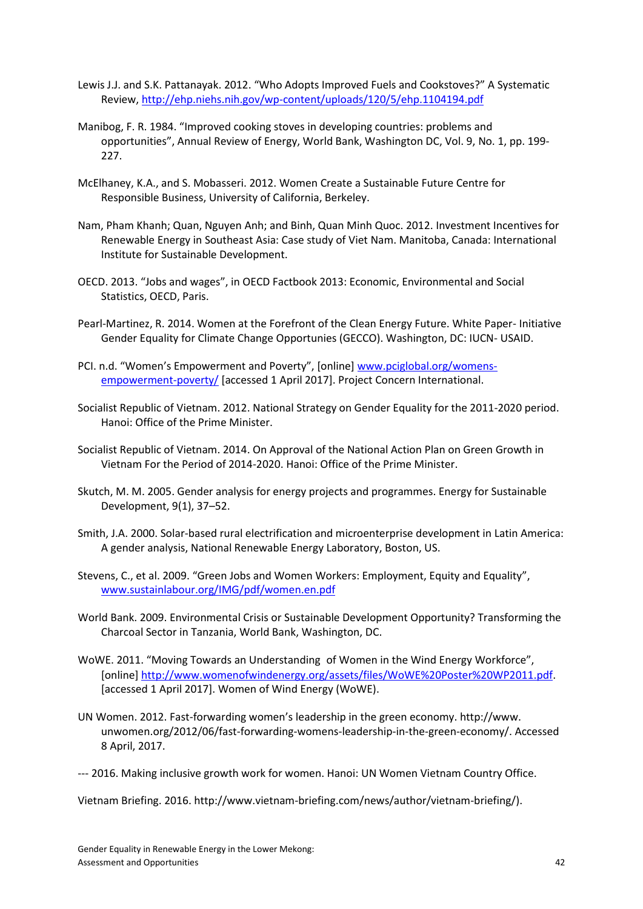Lewis J.J. and S.K. Pattanayak. 2012. "Who Adopts Improved Fuels and Cookstoves?" A Systematic Review, http://ehp.niehs.nih.gov/wp-content/uploads/120/5/ehp.1104194.pdf

Manibog, F. R. 1984. "Improved cooking stoves in developing countries: problems and opportunities", Annual Review of Energy, World Bank, Washington DC, Vol. 9, No. 1, pp. 199-227.

McElhaney, K.A., and S. Mobasseri. 2012. Women Create a Sustainable Future Centre for Responsible Business, University of California, Berkeley.

Nam, Pham Khanh; Quan, Nguyen Anh; and Binh, Quan Minh Quoc. 2012. Investment Incentives for Renewable Energy in Southeast Asia: Case study of Viet Nam. Manitoba, Canada: International Institute for Sustainable Development.

OECD. 2013. "Jobs and wages", in OECD Factbook 2013: Economic, Environmental and Social Statistics, OECD, Paris.

Pearl-Martinez, R. 2014. Women at the Forefront of the Clean Energy Future. White Paper- Initiative Gender Equality for Climate Change Opportunties (GECCO). Washington, DC: IUCN- USAID.

PCI. n.d. "Women's Empowerment and Poverty", [online] www.pciglobal.org/womens-empowerment-poverty/ [accessed 1 April 2017]. Project Concern International.

Socialist Republic of Vietnam. 2012. National Strategy on Gender Equality for the 2011-2020 period. Hanoi: Office of the Prime Minister.

Socialist Republic of Vietnam. 2014. On Approval of the National Action Plan on Green Growth in Vietnam For the Period of 2014-2020. Hanoi: Office of the Prime Minister.

Skutch, M. M. 2005. Gender analysis for energy projects and programmes. Energy for Sustainable Development, 9(1), 37–52.

Smith, J.A. 2000. Solar-based rural electrification and microenterprise development in Latin America: A gender analysis, National Renewable Energy Laboratory, Boston, US.

Stevens, C., et al. 2009. "Green Jobs and Women Workers: Employment, Equity and Equality", www.sustainlabour.org/IMG/pdf/women.en.pdf

World Bank. 2009. Environmental Crisis or Sustainable Development Opportunity? Transforming the Charcoal Sector in Tanzania, World Bank, Washington, DC.

WoWE. 2011. "Moving Towards an Understanding of Women in the Wind Energy Workforce", [online] http://www.womenofwindenergy.org/assets/files/WoWE%20Poster%20WP2011.pdf. [accessed 1 April 2017]. Women of Wind Energy (WoWE).

UN Women. 2012. Fast-forwarding women's leadership in the green economy. http://www.unwomen.org/2012/06/fast-forwarding-womens-leadership-in-the-green-economy/. Accessed 8 April, 2017.

--- 2016. Making inclusive growth work for women. Hanoi: UN Women Vietnam Country Office.

Vietnam Briefing. 2016. http://www.vietnam-briefing.com/news/author/vietnam-briefing/).